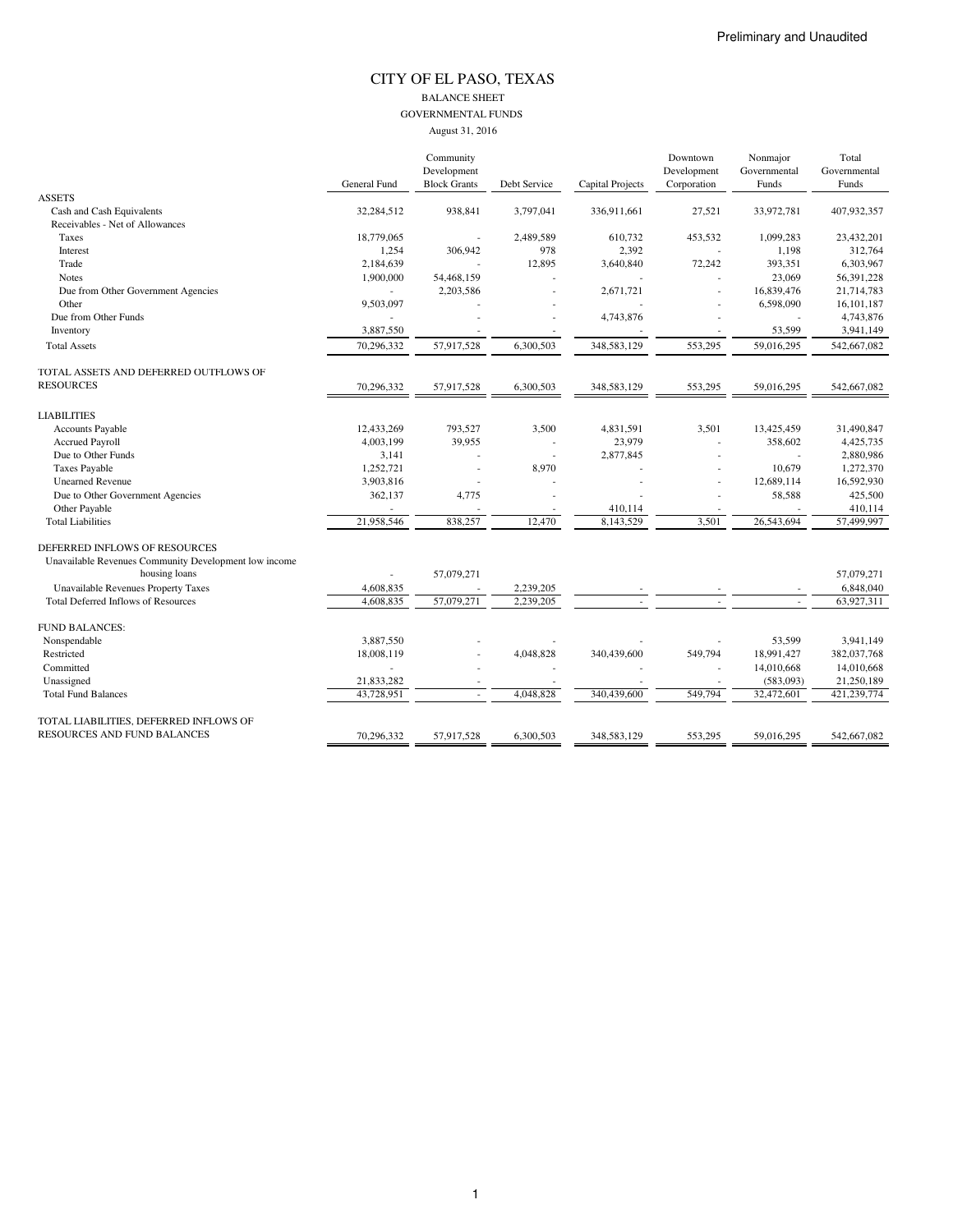Preliminary and Unaudited

# CITY OF EL PASO, TEXAS

## BALANCE SHEET

### GOVERNMENTAL FUNDS

August 31, 2016

| | General Fund | Community Development Block Grants | Debt Service | Capital Projects | Downtown Development Corporation | Nonmajor Governmental Funds | Total Governmental Funds |
|---|---|---|---|---|---|---|---|
| ASSETS | | | | | | | |
| Cash and Cash Equivalents | 32,284,512 | 938,841 | 3,797,041 | 336,911,661 | 27,521 | 33,972,781 | 407,932,357 |
| Receivables - Net of Allowances | | | | | | | |
| Taxes | 18,779,065 | - | 2,489,589 | 610,732 | 453,532 | 1,099,283 | 23,432,201 |
| Interest | 1,254 | 306,942 | 978 | 2,392 | - | 1,198 | 312,764 |
| Trade | 2,184,639 | - | 12,895 | 3,640,840 | 72,242 | 393,351 | 6,303,967 |
| Notes | 1,900,000 | 54,468,159 | - | - | - | 23,069 | 56,391,228 |
| Due from Other Government Agencies | - | 2,203,586 | - | 2,671,721 | - | 16,839,476 | 21,714,783 |
| Other | 9,503,097 | - | - | - | - | 6,598,090 | 16,101,187 |
| Due from Other Funds | - | - | - | 4,743,876 | - | - | 4,743,876 |
| Inventory | 3,887,550 | - | - | - | - | 53,599 | 3,941,149 |
| Total Assets | 70,296,332 | 57,917,528 | 6,300,503 | 348,583,129 | 553,295 | 59,016,295 | 542,667,082 |
| TOTAL ASSETS AND DEFERRED OUTFLOWS OF RESOURCES | 70,296,332 | 57,917,528 | 6,300,503 | 348,583,129 | 553,295 | 59,016,295 | 542,667,082 |
| LIABILITIES | | | | | | | |
| Accounts Payable | 12,433,269 | 793,527 | 3,500 | 4,831,591 | 3,501 | 13,425,459 | 31,490,847 |
| Accrued Payroll | 4,003,199 | 39,955 | - | 23,979 | - | 358,602 | 4,425,735 |
| Due to Other Funds | 3,141 | - | - | 2,877,845 | - | - | 2,880,986 |
| Taxes Payable | 1,252,721 | - | 8,970 | - | - | 10,679 | 1,272,370 |
| Unearned Revenue | 3,903,816 | - | - | - | - | 12,689,114 | 16,592,930 |
| Due to Other Government Agencies | 362,137 | 4,775 | - | - | - | 58,588 | 425,500 |
| Other Payable | - | - | - | 410,114 | - | - | 410,114 |
| Total Liabilities | 21,958,546 | 838,257 | 12,470 | 8,143,529 | 3,501 | 26,543,694 | 57,499,997 |
| DEFERRED INFLOWS OF RESOURCES | | | | | | | |
| Unavailable Revenues Community Development low income housing loans | - | 57,079,271 | | | | | 57,079,271 |
| Unavailable Revenues Property Taxes | 4,608,835 | - | 2,239,205 | - | - | - | 6,848,040 |
| Total Deferred Inflows of Resources | 4,608,835 | 57,079,271 | 2,239,205 | - | - | - | 63,927,311 |
| FUND BALANCES: | | | | | | | |
| Nonspendable | 3,887,550 | - | - | - | - | 53,599 | 3,941,149 |
| Restricted | 18,008,119 | - | 4,048,828 | 340,439,600 | 549,794 | 18,991,427 | 382,037,768 |
| Committed | - | - | - | - | - | 14,010,668 | 14,010,668 |
| Unassigned | 21,833,282 | - | - | - | - | (583,093) | 21,250,189 |
| Total Fund Balances | 43,728,951 | - | 4,048,828 | 340,439,600 | 549,794 | 32,472,601 | 421,239,774 |
| TOTAL LIABILITIES, DEFERRED INFLOWS OF RESOURCES AND FUND BALANCES | 70,296,332 | 57,917,528 | 6,300,503 | 348,583,129 | 553,295 | 59,016,295 | 542,667,082 |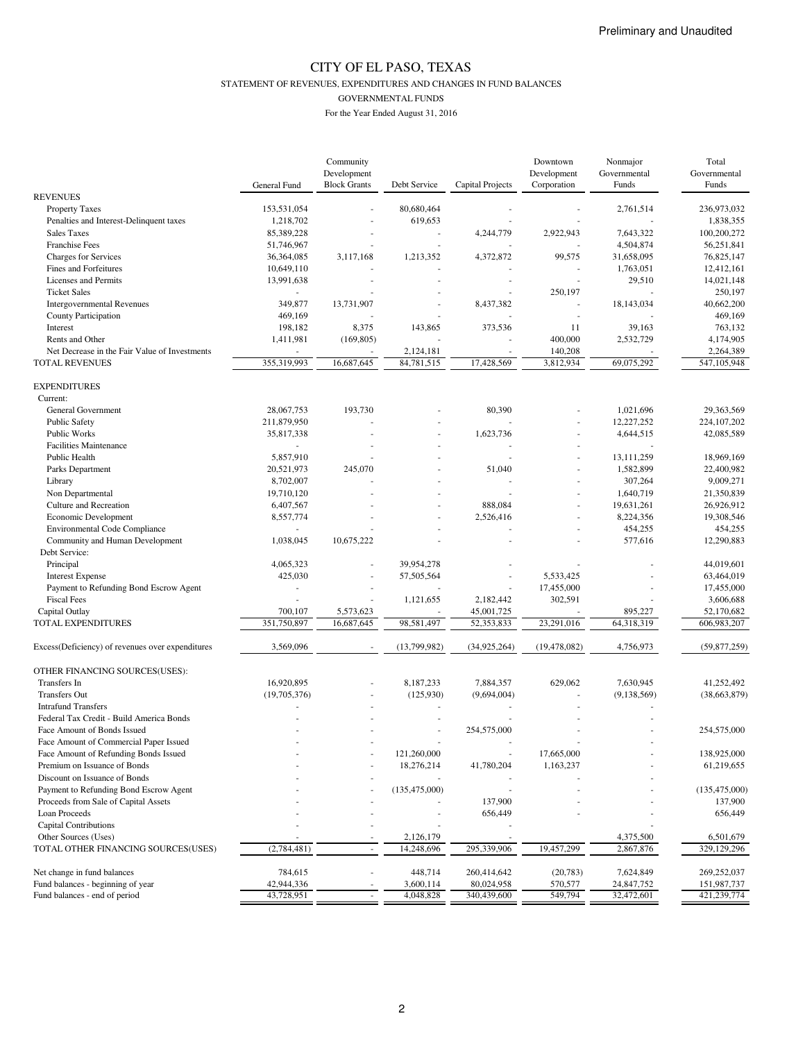Preliminary and Unaudited

# CITY OF EL PASO, TEXAS

STATEMENT OF REVENUES, EXPENDITURES AND CHANGES IN FUND BALANCES

GOVERNMENTAL FUNDS

For the Year Ended August 31, 2016

| | General Fund | Community Development Block Grants | Debt Service | Capital Projects | Downtown Development Corporation | Nonmajor Governmental Funds | Total Governmental Funds |
|---|---|---|---|---|---|---|---|
| REVENUES | | | | | | | |
| Property Taxes | 153,531,054 | - | 80,680,464 | - | - | 2,761,514 | 236,973,032 |
| Penalties and Interest-Delinquent taxes | 1,218,702 | - | 619,653 | - | - | - | 1,838,355 |
| Sales Taxes | 85,389,228 | - | - | 4,244,779 | 2,922,943 | 7,643,322 | 100,200,272 |
| Franchise Fees | 51,746,967 | - | - | - | - | 4,504,874 | 56,251,841 |
| Charges for Services | 36,364,085 | 3,117,168 | 1,213,352 | 4,372,872 | 99,575 | 31,658,095 | 76,825,147 |
| Fines and Forfeitures | 10,649,110 | - | - | - | - | 1,763,051 | 12,412,161 |
| Licenses and Permits | 13,991,638 | - | - | - | - | 29,510 | 14,021,148 |
| Ticket Sales | - | - | - | - | 250,197 | - | 250,197 |
| Intergovernmental Revenues | 349,877 | 13,731,907 | - | 8,437,382 | - | 18,143,034 | 40,662,200 |
| County Participation | 469,169 | - | - | - | - | - | 469,169 |
| Interest | 198,182 | 8,375 | 143,865 | 373,536 | 11 | 39,163 | 763,132 |
| Rents and Other | 1,411,981 | (169,805) | - | - | 400,000 | 2,532,729 | 4,174,905 |
| Net Decrease in the Fair Value of Investments | - | - | 2,124,181 | - | 140,208 | - | 2,264,389 |
| TOTAL REVENUES | 355,319,993 | 16,687,645 | 84,781,515 | 17,428,569 | 3,812,934 | 69,075,292 | 547,105,948 |
| EXPENDITURES | | | | | | | |
| Current: | | | | | | | |
| General Government | 28,067,753 | 193,730 | - | 80,390 | - | 1,021,696 | 29,363,569 |
| Public Safety | 211,879,950 | - | - | - | - | 12,227,252 | 224,107,202 |
| Public Works | 35,817,338 | - | - | 1,623,736 | - | 4,644,515 | 42,085,589 |
| Facilities Maintenance | - | - | - | - | - | - | |
| Public Health | 5,857,910 | - | - | - | - | 13,111,259 | 18,969,169 |
| Parks Department | 20,521,973 | 245,070 | - | 51,040 | - | 1,582,899 | 22,400,982 |
| Library | 8,702,007 | - | - | - | - | 307,264 | 9,009,271 |
| Non Departmental | 19,710,120 | - | - | - | - | 1,640,719 | 21,350,839 |
| Culture and Recreation | 6,407,567 | - | - | 888,084 | - | 19,631,261 | 26,926,912 |
| Economic Development | 8,557,774 | - | - | 2,526,416 | - | 8,224,356 | 19,308,546 |
| Environmental Code Compliance | - | - | - | - | - | 454,255 | 454,255 |
| Community and Human Development | 1,038,045 | 10,675,222 | - | - | - | 577,616 | 12,290,883 |
| Debt Service: | | | | | | | |
| Principal | 4,065,323 | - | 39,954,278 | - | - | - | 44,019,601 |
| Interest Expense | 425,030 | - | 57,505,564 | - | 5,533,425 | - | 63,464,019 |
| Payment to Refunding Bond Escrow Agent | - | - | - | - | 17,455,000 | - | 17,455,000 |
| Fiscal Fees | - | - | 1,121,655 | 2,182,442 | 302,591 | - | 3,606,688 |
| Capital Outlay | 700,107 | 5,573,623 | - | 45,001,725 | - | 895,227 | 52,170,682 |
| TOTAL EXPENDITURES | 351,750,897 | 16,687,645 | 98,581,497 | 52,353,833 | 23,291,016 | 64,318,319 | 606,983,207 |
| Excess(Deficiency) of revenues over expenditures | 3,569,096 | - | (13,799,982) | (34,925,264) | (19,478,082) | 4,756,973 | (59,877,259) |
| OTHER FINANCING SOURCES(USES): | | | | | | | |
| Transfers In | 16,920,895 | - | 8,187,233 | 7,884,357 | 629,062 | 7,630,945 | 41,252,492 |
| Transfers Out | (19,705,376) | - | (125,930) | (9,694,004) | - | (9,138,569) | (38,663,879) |
| Intrafund Transfers | - | - | - | - | - | - | |
| Federal Tax Credit - Build America Bonds | - | - | - | - | - | - | |
| Face Amount of Bonds Issued | - | - | - | 254,575,000 | - | - | 254,575,000 |
| Face Amount of Commercial Paper Issued | - | - | - | - | - | - | |
| Face Amount of Refunding Bonds Issued | - | - | 121,260,000 | - | 17,665,000 | - | 138,925,000 |
| Premium on Issuance of Bonds | - | - | 18,276,214 | 41,780,204 | 1,163,237 | - | 61,219,655 |
| Discount on Issuance of Bonds | - | - | - | - | - | - | |
| Payment to Refunding Bond Escrow Agent | - | - | (135,475,000) | - | - | - | (135,475,000) |
| Proceeds from Sale of Capital Assets | - | - | - | 137,900 | - | - | 137,900 |
| Loan Proceeds | - | - | - | 656,449 | - | - | 656,449 |
| Capital Contributions | - | - | - | - | - | - | |
| Other Sources (Uses) | - | - | 2,126,179 | - | - | 4,375,500 | 6,501,679 |
| TOTAL OTHER FINANCING SOURCES(USES) | (2,784,481) | - | 14,248,696 | 295,339,906 | 19,457,299 | 2,867,876 | 329,129,296 |
| Net change in fund balances | 784,615 | - | 448,714 | 260,414,642 | (20,783) | 7,624,849 | 269,252,037 |
| Fund balances - beginning of year | 42,944,336 | - | 3,600,114 | 80,024,958 | 570,577 | 24,847,752 | 151,987,737 |
| Fund balances - end of period | 43,728,951 | - | 4,048,828 | 340,439,600 | 549,794 | 32,472,601 | 421,239,774 |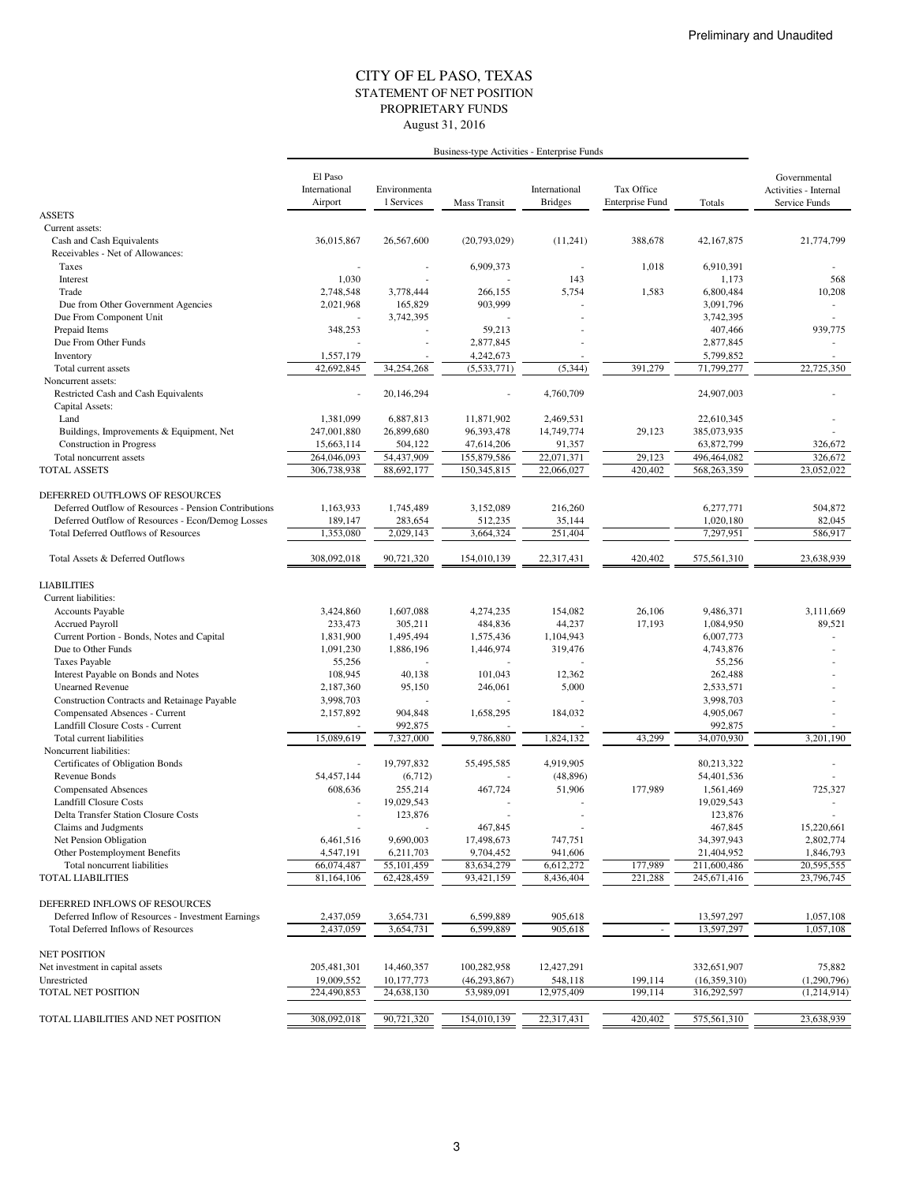Preliminary and Unaudited

# CITY OF EL PASO, TEXAS
## STATEMENT OF NET POSITION
## PROPRIETARY FUNDS
### August 31, 2016

| | Business-type Activities - Enterprise Funds | | | | | | |
|---|---|---|---|---|---|---|---|
| | El Paso International Airport | Environmental Services | Mass Transit | International Bridges | Tax Office Enterprise Fund | Totals | Governmental Activities - Internal Service Funds |
| **ASSETS** | | | | | | | |
| Current assets: | | | | | | | |
| Cash and Cash Equivalents | 36,015,867 | 26,567,600 | (20,793,029) | (11,241) | 388,678 | 42,167,875 | 21,774,799 |
| Receivables - Net of Allowances: | | | | | | | |
| Taxes | - | - | 6,909,373 | - | 1,018 | 6,910,391 | - |
| Interest | 1,030 | - | - | 143 | | 1,173 | 568 |
| Trade | 2,748,548 | 3,778,444 | 266,155 | 5,754 | 1,583 | 6,800,484 | 10,208 |
| Due from Other Government Agencies | 2,021,968 | 165,829 | 903,999 | - | | 3,091,796 | - |
| Due From Component Unit | - | 3,742,395 | - | - | | 3,742,395 | - |
| Prepaid Items | 348,253 | - | 59,213 | - | | 407,466 | 939,775 |
| Due From Other Funds | - | - | 2,877,845 | - | | 2,877,845 | - |
| Inventory | 1,557,179 | - | 4,242,673 | - | | 5,799,852 | - |
| Total current assets | 42,692,845 | 34,254,268 | (5,533,771) | (5,344) | 391,279 | 71,799,277 | 22,725,350 |
| Noncurrent assets: | | | | | | | |
| Restricted Cash and Cash Equivalents | - | 20,146,294 | - | 4,760,709 | | 24,907,003 | - |
| Capital Assets: | | | | | | | |
| Land | 1,381,099 | 6,887,813 | 11,871,902 | 2,469,531 | | 22,610,345 | - |
| Buildings, Improvements & Equipment, Net | 247,001,880 | 26,899,680 | 96,393,478 | 14,749,774 | 29,123 | 385,073,935 | - |
| Construction in Progress | 15,663,114 | 504,122 | 47,614,206 | 91,357 | | 63,872,799 | 326,672 |
| Total noncurrent assets | 264,046,093 | 54,437,909 | 155,879,586 | 22,071,371 | 29,123 | 496,464,082 | 326,672 |
| TOTAL ASSETS | 306,738,938 | 88,692,177 | 150,345,815 | 22,066,027 | 420,402 | 568,263,359 | 23,052,022 |
| | | | | | | | |
| **DEFERRED OUTFLOWS OF RESOURCES** | | | | | | | |
| Deferred Outflow of Resources - Pension Contributions | 1,163,933 | 1,745,489 | 3,152,089 | 216,260 | | 6,277,771 | 504,872 |
| Deferred Outflow of Resources - Econ/Demog Losses | 189,147 | 283,654 | 512,235 | 35,144 | | 1,020,180 | 82,045 |
| Total Deferred Outflows of Resources | 1,353,080 | 2,029,143 | 3,664,324 | 251,404 | | 7,297,951 | 586,917 |
| | | | | | | | |
| Total Assets & Deferred Outflows | 308,092,018 | 90,721,320 | 154,010,139 | 22,317,431 | 420,402 | 575,561,310 | 23,638,939 |
| | | | | | | | |
| **LIABILITIES** | | | | | | | |
| Current liabilities: | | | | | | | |
| Accounts Payable | 3,424,860 | 1,607,088 | 4,274,235 | 154,082 | 26,106 | 9,486,371 | 3,111,669 |
| Accrued Payroll | 233,473 | 305,211 | 484,836 | 44,237 | 17,193 | 1,084,950 | 89,521 |
| Current Portion - Bonds, Notes and Capital | 1,831,900 | 1,495,494 | 1,575,436 | 1,104,943 | | 6,007,773 | - |
| Due to Other Funds | 1,091,230 | 1,886,196 | 1,446,974 | 319,476 | | 4,743,876 | - |
| Taxes Payable | 55,256 | - | - | - | | 55,256 | - |
| Interest Payable on Bonds and Notes | 108,945 | 40,138 | 101,043 | 12,362 | | 262,488 | - |
| Unearned Revenue | 2,187,360 | 95,150 | 246,061 | 5,000 | | 2,533,571 | - |
| Construction Contracts and Retainage Payable | 3,998,703 | - | - | - | | 3,998,703 | - |
| Compensated Absences - Current | 2,157,892 | 904,848 | 1,658,295 | 184,032 | | 4,905,067 | - |
| Landfill Closure Costs - Current | - | 992,875 | - | - | | 992,875 | - |
| Total current liabilities | 15,089,619 | 7,327,000 | 9,786,880 | 1,824,132 | 43,299 | 34,070,930 | 3,201,190 |
| Noncurrent liabilities: | | | | | | | |
| Certificates of Obligation Bonds | - | 19,797,832 | 55,495,585 | 4,919,905 | | 80,213,322 | - |
| Revenue Bonds | 54,457,144 | (6,712) | - | (48,896) | | 54,401,536 | - |
| Compensated Absences | 608,636 | 255,214 | 467,724 | 51,906 | 177,989 | 1,561,469 | 725,327 |
| Landfill Closure Costs | - | 19,029,543 | - | - | | 19,029,543 | - |
| Delta Transfer Station Closure Costs | - | 123,876 | - | - | | 123,876 | - |
| Claims and Judgments | - | - | 467,845 | - | | 467,845 | 15,220,661 |
| Net Pension Obligation | 6,461,516 | 9,690,003 | 17,498,673 | 747,751 | | 34,397,943 | 2,802,774 |
| Other Postemployment Benefits | 4,547,191 | 6,211,703 | 9,704,452 | 941,606 | | 21,404,952 | 1,846,793 |
| Total noncurrent liabilities | 66,074,487 | 55,101,459 | 83,634,279 | 6,612,272 | 177,989 | 211,600,486 | 20,595,555 |
| TOTAL LIABILITIES | 81,164,106 | 62,428,459 | 93,421,159 | 8,436,404 | 221,288 | 245,671,416 | 23,796,745 |
| | | | | | | | |
| **DEFERRED INFLOWS OF RESOURCES** | | | | | | | |
| Deferred Inflow of Resources - Investment Earnings | 2,437,059 | 3,654,731 | 6,599,889 | 905,618 | | 13,597,297 | 1,057,108 |
| Total Deferred Inflows of Resources | 2,437,059 | 3,654,731 | 6,599,889 | 905,618 | - | 13,597,297 | 1,057,108 |
| | | | | | | | |
| **NET POSITION** | | | | | | | |
| Net investment in capital assets | 205,481,301 | 14,460,357 | 100,282,958 | 12,427,291 | | 332,651,907 | 75,882 |
| Unrestricted | 19,009,552 | 10,177,773 | (46,293,867) | 548,118 | 199,114 | (16,359,310) | (1,290,796) |
| TOTAL NET POSITION | 224,490,853 | 24,638,130 | 53,989,091 | 12,975,409 | 199,114 | 316,292,597 | (1,214,914) |
| | | | | | | | |
| TOTAL LIABILITIES AND NET POSITION | 308,092,018 | 90,721,320 | 154,010,139 | 22,317,431 | 420,402 | 575,561,310 | 23,638,939 |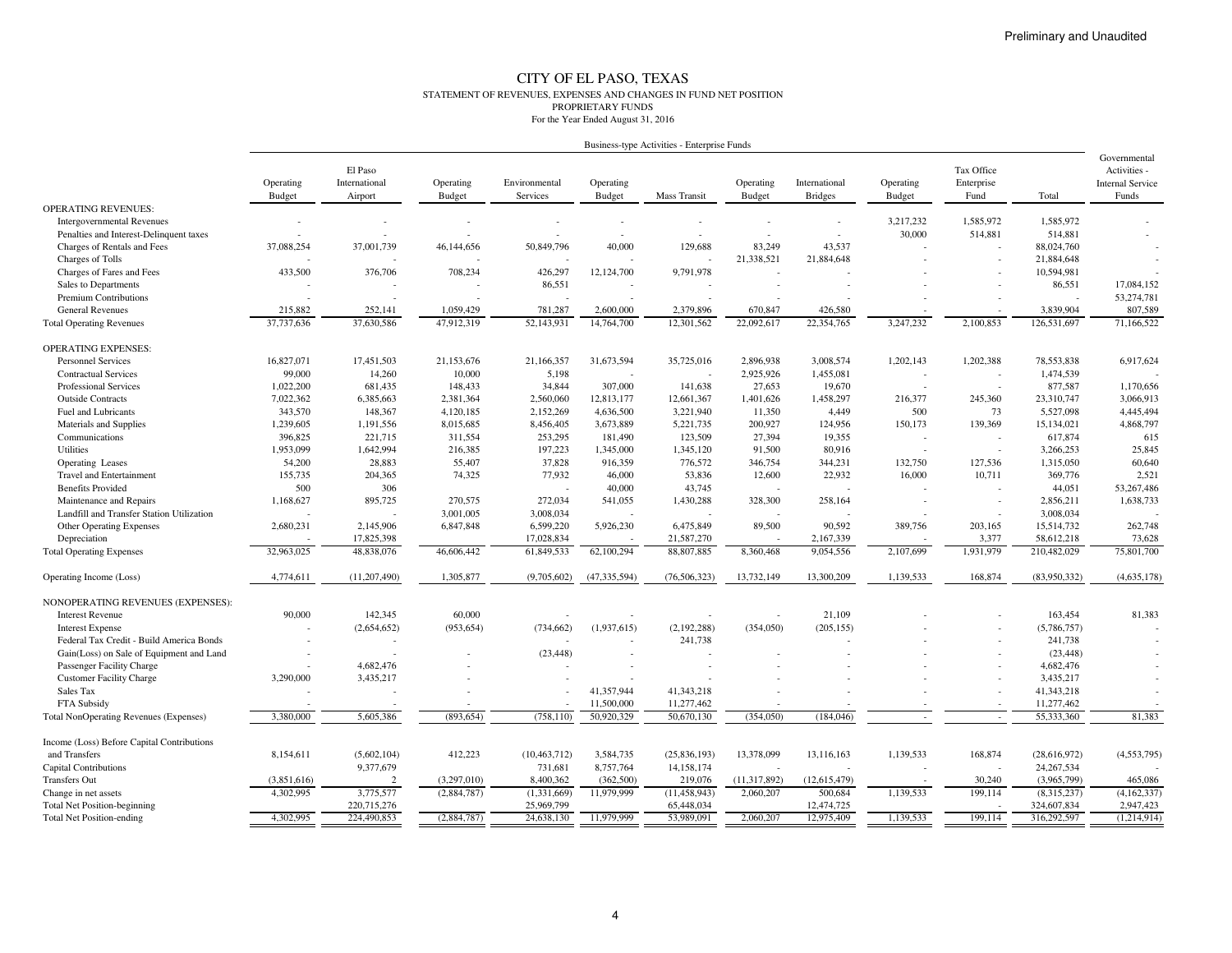Preliminary and Unaudited

# CITY OF EL PASO, TEXAS

STATEMENT OF REVENUES, EXPENSES AND CHANGES IN FUND NET POSITION
PROPRIETARY FUNDS
For the Year Ended August 31, 2016

| | Business-type Activities - Enterprise Funds | | | | | | | | | | | | Governmental Activities - Internal Service Funds |
|---|---|---|---|---|---|---|---|---|---|---|---|---|---|
| | Operating Budget | El Paso International Airport | Operating Budget | Environmental Services | Operating Budget | Mass Transit | Operating Budget | International Bridges | Operating Budget | Tax Office Enterprise Fund | Total | |
| OPERATING REVENUES: | | | | | | | | | | | | |
| Intergovernmental Revenues | - | - | - | - | - | - | - | - | 3,217,232 | 1,585,972 | 1,585,972 | - |
| Penalties and Interest-Delinquent taxes | - | - | - | - | - | - | - | - | 30,000 | 514,881 | 514,881 | - |
| Charges of Rentals and Fees | 37,088,254 | 37,001,739 | 46,144,656 | 50,849,796 | 40,000 | 129,688 | 83,249 | 43,537 | - | - | 88,024,760 | - |
| Charges of Tolls | - | - | - | - | - | - | 21,338,521 | 21,884,648 | - | - | 21,884,648 | - |
| Charges of Fares and Fees | 433,500 | 376,706 | 708,234 | 426,297 | 12,124,700 | 9,791,978 | - | - | - | - | 10,594,981 | - |
| Sales to Departments | - | - | - | 86,551 | - | - | - | - | - | - | 86,551 | 17,084,152 |
| Premium Contributions | - | - | - | - | - | - | - | - | - | - | - | 53,274,781 |
| General Revenues | 215,882 | 252,141 | 1,059,429 | 781,287 | 2,600,000 | 2,379,896 | 670,847 | 426,580 | - | - | 3,839,904 | 807,589 |
| Total Operating Revenues | 37,737,636 | 37,630,586 | 47,912,319 | 52,143,931 | 14,764,700 | 12,301,562 | 22,092,617 | 22,354,765 | 3,247,232 | 2,100,853 | 126,531,697 | 71,166,522 |
| OPERATING EXPENSES: | | | | | | | | | | | | |
| Personnel Services | 16,827,071 | 17,451,503 | 21,153,676 | 21,166,357 | 31,673,594 | 35,725,016 | 2,896,938 | 3,008,574 | 1,202,143 | 1,202,388 | 78,553,838 | 6,917,624 |
| Contractual Services | 99,000 | 14,260 | 10,000 | 5,198 | - | - | 2,925,926 | 1,455,081 | - | - | 1,474,539 | - |
| Professional Services | 1,022,200 | 681,435 | 148,433 | 34,844 | 307,000 | 141,638 | 27,653 | 19,670 | - | - | 877,587 | 1,170,656 |
| Outside Contracts | 7,022,362 | 6,385,663 | 2,381,364 | 2,560,060 | 12,813,177 | 12,661,367 | 1,401,626 | 1,458,297 | 216,377 | 245,360 | 23,310,747 | 3,066,913 |
| Fuel and Lubricants | 343,570 | 148,367 | 4,120,185 | 2,152,269 | 4,636,500 | 3,221,940 | 11,350 | 4,449 | 500 | 73 | 5,527,098 | 4,445,494 |
| Materials and Supplies | 1,239,605 | 1,191,556 | 8,015,685 | 8,456,405 | 3,673,889 | 5,221,735 | 200,927 | 124,956 | 150,173 | 139,369 | 15,134,021 | 4,868,797 |
| Communications | 396,825 | 221,715 | 311,554 | 253,295 | 181,490 | 123,509 | 27,394 | 19,355 | - | - | 617,874 | 615 |
| Utilities | 1,953,099 | 1,642,994 | 216,385 | 197,223 | 1,345,000 | 1,345,120 | 91,500 | 80,916 | - | - | 3,266,253 | 25,845 |
| Operating Leases | 54,200 | 28,883 | 55,407 | 37,828 | 916,359 | 776,572 | 346,754 | 344,231 | 132,750 | 127,536 | 1,315,050 | 60,640 |
| Travel and Entertainment | 155,735 | 204,365 | 74,325 | 77,932 | 46,000 | 53,836 | 12,600 | 22,932 | 16,000 | 10,711 | 369,776 | 2,521 |
| Benefits Provided | 500 | 306 | | - | 40,000 | 43,745 | - | - | - | - | 44,051 | 53,267,486 |
| Maintenance and Repairs | 1,168,627 | 895,725 | 270,575 | 272,034 | 541,055 | 1,430,288 | 328,300 | 258,164 | - | - | 2,856,211 | 1,638,733 |
| Landfill and Transfer Station Utilization | - | - | 3,001,005 | 3,008,034 | - | - | - | - | - | - | 3,008,034 | - |
| Other Operating Expenses | 2,680,231 | 2,145,906 | 6,847,848 | 6,599,220 | 5,926,230 | 6,475,849 | 89,500 | 90,592 | 389,756 | 203,165 | 15,514,732 | 262,748 |
| Depreciation | - | 17,825,398 | | 17,028,834 | - | 21,587,270 | - | 2,167,339 | - | 3,377 | 58,612,218 | 73,628 |
| Total Operating Expenses | 32,963,025 | 48,838,076 | 46,606,442 | 61,849,533 | 62,100,294 | 88,807,885 | 8,360,468 | 9,054,556 | 2,107,699 | 1,931,979 | 210,482,029 | 75,801,700 |
| Operating Income (Loss) | 4,774,611 | (11,207,490) | 1,305,877 | (9,705,602) | (47,335,594) | (76,506,323) | 13,732,149 | 13,300,209 | 1,139,533 | 168,874 | (83,950,332) | (4,635,178) |
| NONOPERATING REVENUES (EXPENSES): | | | | | | | | | | | | |
| Interest Revenue | 90,000 | 142,345 | 60,000 | - | - | - | - | 21,109 | - | - | 163,454 | 81,383 |
| Interest Expense | - | (2,654,652) | (953,654) | (734,662) | (1,937,615) | (2,192,288) | (354,050) | (205,155) | - | - | (5,786,757) | - |
| Federal Tax Credit - Build America Bonds | - | - | | - | - | 241,738 | - | - | - | - | 241,738 | - |
| Gain(Loss) on Sale of Equipment and Land | - | - | - | (23,448) | - | - | - | - | - | - | (23,448) | - |
| Passenger Facility Charge | - | 4,682,476 | - | - | - | - | - | - | - | - | 4,682,476 | - |
| Customer Facility Charge | 3,290,000 | 3,435,217 | - | - | - | - | - | - | - | - | 3,435,217 | - |
| Sales Tax | - | - | - | - | 41,357,944 | 41,343,218 | - | - | - | - | 41,343,218 | - |
| FTA Subsidy | - | - | - | - | 11,500,000 | 11,277,462 | - | - | - | - | 11,277,462 | - |
| Total NonOperating Revenues (Expenses) | 3,380,000 | 5,605,386 | (893,654) | (758,110) | 50,920,329 | 50,670,130 | (354,050) | (184,046) | - | - | 55,333,360 | 81,383 |
| Income (Loss) Before Capital Contributions and Transfers | 8,154,611 | (5,602,104) | 412,223 | (10,463,712) | 3,584,735 | (25,836,193) | 13,378,099 | 13,116,163 | 1,139,533 | 168,874 | (28,616,972) | (4,553,795) |
| Capital Contributions | | 9,377,679 | | 731,681 | 8,757,764 | 14,158,174 | - | - | - | - | 24,267,534 | - |
| Transfers Out | (3,851,616) | 2 | (3,297,010) | 8,400,362 | (362,500) | 219,076 | (11,317,892) | (12,615,479) | - | 30,240 | (3,965,799) | 465,086 |
| Change in net assets | 4,302,995 | 3,775,577 | (2,884,787) | (1,331,669) | 11,979,999 | (11,458,943) | 2,060,207 | 500,684 | 1,139,533 | 199,114 | (8,315,237) | (4,162,337) |
| Total Net Position-beginning | | 220,715,276 | | 25,969,799 | | 65,448,034 | | 12,474,725 | | - | 324,607,834 | 2,947,423 |
| Total Net Position-ending | 4,302,995 | 224,490,853 | (2,884,787) | 24,638,130 | 11,979,999 | 53,989,091 | 2,060,207 | 12,975,409 | 1,139,533 | 199,114 | 316,292,597 | (1,214,914) |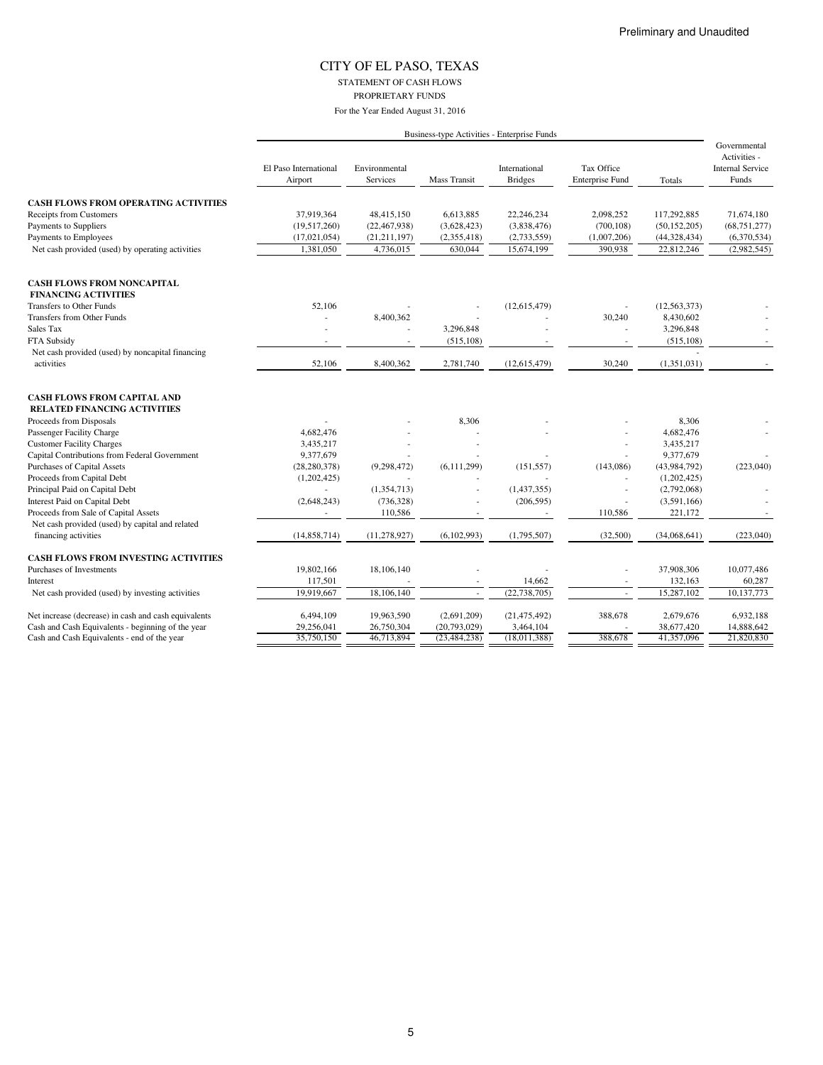Preliminary and Unaudited

# CITY OF EL PASO, TEXAS

STATEMENT OF CASH FLOWS
PROPRIETARY FUNDS
For the Year Ended August 31, 2016

| | Business-type Activities - Enterprise Funds | | | | | | Governmental Activities - Internal Service Funds |
|---|---|---|---|---|---|---|---|
| | El Paso International Airport | Environmental Services | Mass Transit | International Bridges | Tax Office Enterprise Fund | Totals | |
| **CASH FLOWS FROM OPERATING ACTIVITIES** | | | | | | | |
| Receipts from Customers | 37,919,364 | 48,415,150 | 6,613,885 | 22,246,234 | 2,098,252 | 117,292,885 | 71,674,180 |
| Payments to Suppliers | (19,517,260) | (22,467,938) | (3,628,423) | (3,838,476) | (700,108) | (50,152,205) | (68,751,277) |
| Payments to Employees | (17,021,054) | (21,211,197) | (2,355,418) | (2,733,559) | (1,007,206) | (44,328,434) | (6,370,534) |
| Net cash provided (used) by operating activities | 1,381,050 | 4,736,015 | 630,044 | 15,674,199 | 390,938 | 22,812,246 | (2,982,545) |
| **CASH FLOWS FROM NONCAPITAL FINANCING ACTIVITIES** | | | | | | | |
| Transfers to Other Funds | 52,106 | - | - | (12,615,479) | - | (12,563,373) | - |
| Transfers from Other Funds | - | 8,400,362 | - | - | 30,240 | 8,430,602 | - |
| Sales Tax | - | - | 3,296,848 | - | - | 3,296,848 | - |
| FTA Subsidy | - | - | (515,108) | - | - | (515,108) | - |
| Net cash provided (used) by noncapital financing activities | 52,106 | 8,400,362 | 2,781,740 | (12,615,479) | 30,240 | (1,351,031) | - |
| **CASH FLOWS FROM CAPITAL AND RELATED FINANCING ACTIVITIES** | | | | | | | |
| Proceeds from Disposals | - | - | 8,306 | - | - | 8,306 | - |
| Passenger Facility Charge | 4,682,476 | - | - | - | - | 4,682,476 | - |
| Customer Facility Charges | 3,435,217 | - | - | | | 3,435,217 | |
| Capital Contributions from Federal Government | 9,377,679 | - | - | - | - | 9,377,679 | - |
| Purchases of Capital Assets | (28,280,378) | (9,298,472) | (6,111,299) | (151,557) | (143,086) | (43,984,792) | (223,040) |
| Proceeds from Capital Debt | (1,202,425) | - | - | - | - | (1,202,425) | |
| Principal Paid on Capital Debt | - | (1,354,713) | - | (1,437,355) | - | (2,792,068) | - |
| Interest Paid on Capital Debt | (2,648,243) | (736,328) | - | (206,595) | - | (3,591,166) | - |
| Proceeds from Sale of Capital Assets | - | 110,586 | - | - | 110,586 | 221,172 | - |
| Net cash provided (used) by capital and related financing activities | (14,858,714) | (11,278,927) | (6,102,993) | (1,795,507) | (32,500) | (34,068,641) | (223,040) |
| **CASH FLOWS FROM INVESTING ACTIVITIES** | | | | | | | |
| Purchases of Investments | 19,802,166 | 18,106,140 | - | - | - | 37,908,306 | 10,077,486 |
| Interest | 117,501 | - | - | 14,662 | - | 132,163 | 60,287 |
| Net cash provided (used) by investing activities | 19,919,667 | 18,106,140 | - | (22,738,705) | - | 15,287,102 | 10,137,773 |
| Net increase (decrease) in cash and cash equivalents | 6,494,109 | 19,963,590 | (2,691,209) | (21,475,492) | 388,678 | 2,679,676 | 6,932,188 |
| Cash and Cash Equivalents - beginning of the year | 29,256,041 | 26,750,304 | (20,793,029) | 3,464,104 | - | 38,677,420 | 14,888,642 |
| Cash and Cash Equivalents - end of the year | 35,750,150 | 46,713,894 | (23,484,238) | (18,011,388) | 388,678 | 41,357,096 | 21,820,830 |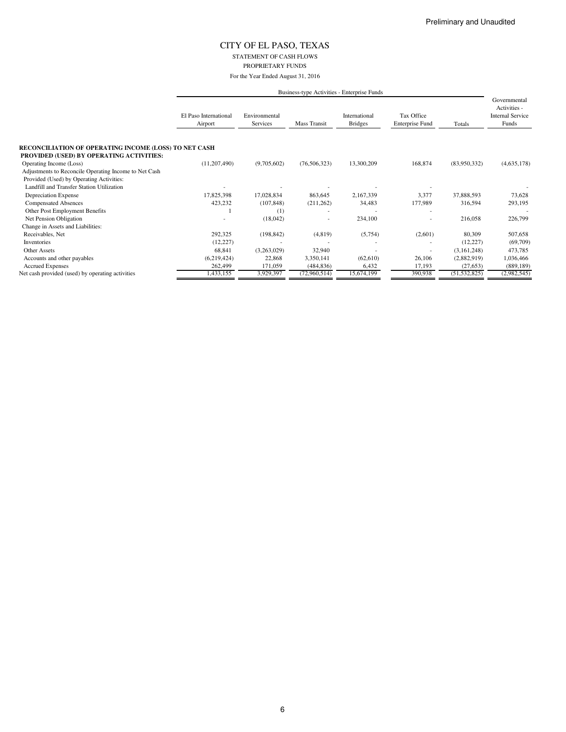Preliminary and Unaudited

# CITY OF EL PASO, TEXAS

STATEMENT OF CASH FLOWS

PROPRIETARY FUNDS

For the Year Ended August 31, 2016

| | Business-type Activities - Enterprise Funds | | | | | | Governmental Activities - Internal Service Funds |
|---|---|---|---|---|---|---|---|
| | El Paso International Airport | Environmental Services | Mass Transit | International Bridges | Tax Office Enterprise Fund | Totals | |
| **RECONCILIATION OF OPERATING INCOME (LOSS) TO NET CASH PROVIDED (USED) BY OPERATING ACTIVITIES:** | | | | | | | |
| Operating Income (Loss) | (11,207,490) | (9,705,602) | (76,506,323) | 13,300,209 | 168,874 | (83,950,332) | (4,635,178) |
| Adjustments to Reconcile Operating Income to Net Cash Provided (Used) by Operating Activities: | | | | | | | |
| Landfill and Transfer Station Utilization | - | - | - | - | - | - | - |
| Depreciation Expense | 17,825,398 | 17,028,834 | 863,645 | 2,167,339 | 3,377 | 37,888,593 | 73,628 |
| Compensated Absences | 423,232 | (107,848) | (211,262) | 34,483 | 177,989 | 316,594 | 293,195 |
| Other Post Employment Benefits | 1 | (1) | - | - | - | - | - |
| Net Pension Obligation | - | (18,042) | - | 234,100 | - | 216,058 | 226,799 |
| Change in Assets and Liabilities: | | | | | | | |
| Receivables, Net | 292,325 | (198,842) | (4,819) | (5,754) | (2,601) | 80,309 | 507,658 |
| Inventories | (12,227) | - | - | - | - | (12,227) | (69,709) |
| Other Assets | 68,841 | (3,263,029) | 32,940 | - | - | (3,161,248) | 473,785 |
| Accounts and other payables | (6,219,424) | 22,868 | 3,350,141 | (62,610) | 26,106 | (2,882,919) | 1,036,466 |
| Accrued Expenses | 262,499 | 171,059 | (484,836) | 6,432 | 17,193 | (27,653) | (889,189) |
| Net cash provided (used) by operating activities | 1,433,155 | 3,929,397 | (72,960,514) | 15,674,199 | 390,938 | (51,532,825) | (2,982,545) |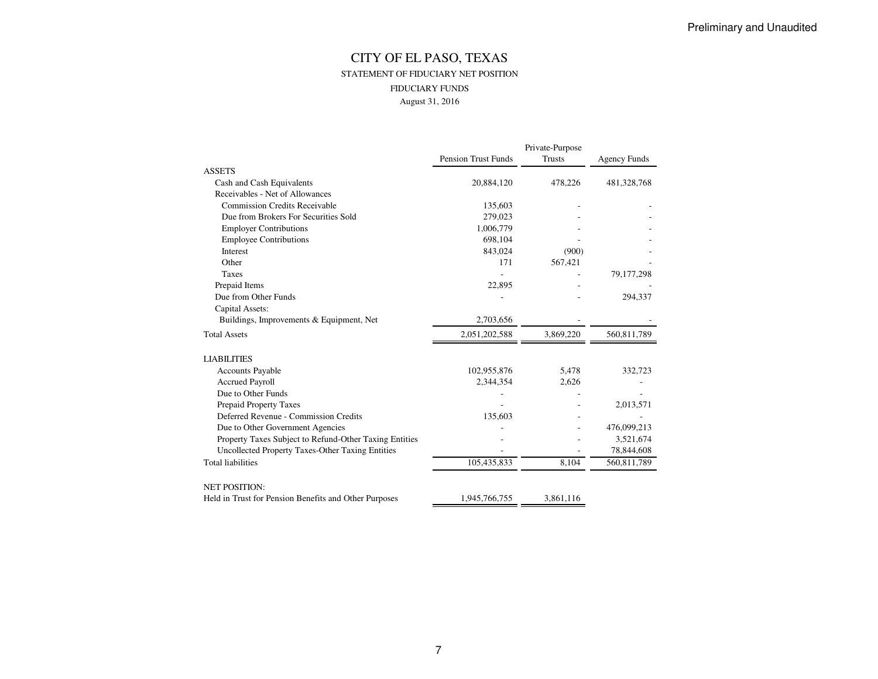Preliminary and Unaudited

# CITY OF EL PASO, TEXAS

## STATEMENT OF FIDUCIARY NET POSITION

### FIDUCIARY FUNDS

August 31, 2016

| | Pension Trust Funds | Private-Purpose Trusts | Agency Funds |
|---|---|---|---|
| **ASSETS** | | | |
| Cash and Cash Equivalents | 20,884,120 | 478,226 | 481,328,768 |
| Receivables - Net of Allowances | | | |
| Commission Credits Receivable | 135,603 | - | - |
| Due from Brokers For Securities Sold | 279,023 | - | - |
| Employer Contributions | 1,006,779 | - | - |
| Employee Contributions | 698,104 | - | - |
| Interest | 843,024 | (900) | - |
| Other | 171 | 567,421 | - |
| Taxes | - | - | 79,177,298 |
| Prepaid Items | 22,895 | - | - |
| Due from Other Funds | - | - | 294,337 |
| Capital Assets: | | | |
| Buildings, Improvements & Equipment, Net | 2,703,656 | - | - |
| Total Assets | 2,051,202,588 | 3,869,220 | 560,811,789 |
| **LIABILITIES** | | | |
| Accounts Payable | 102,955,876 | 5,478 | 332,723 |
| Accrued Payroll | 2,344,354 | 2,626 | - |
| Due to Other Funds | - | - | - |
| Prepaid Property Taxes | - | - | 2,013,571 |
| Deferred Revenue - Commission Credits | 135,603 | - | - |
| Due to Other Government Agencies | - | - | 476,099,213 |
| Property Taxes Subject to Refund-Other Taxing Entities | - | - | 3,521,674 |
| Uncollected Property Taxes-Other Taxing Entities | - | - | 78,844,608 |
| Total liabilities | 105,435,833 | 8,104 | 560,811,789 |
| **NET POSITION:** | | | |
| Held in Trust for Pension Benefits and Other Purposes | 1,945,766,755 | 3,861,116 | |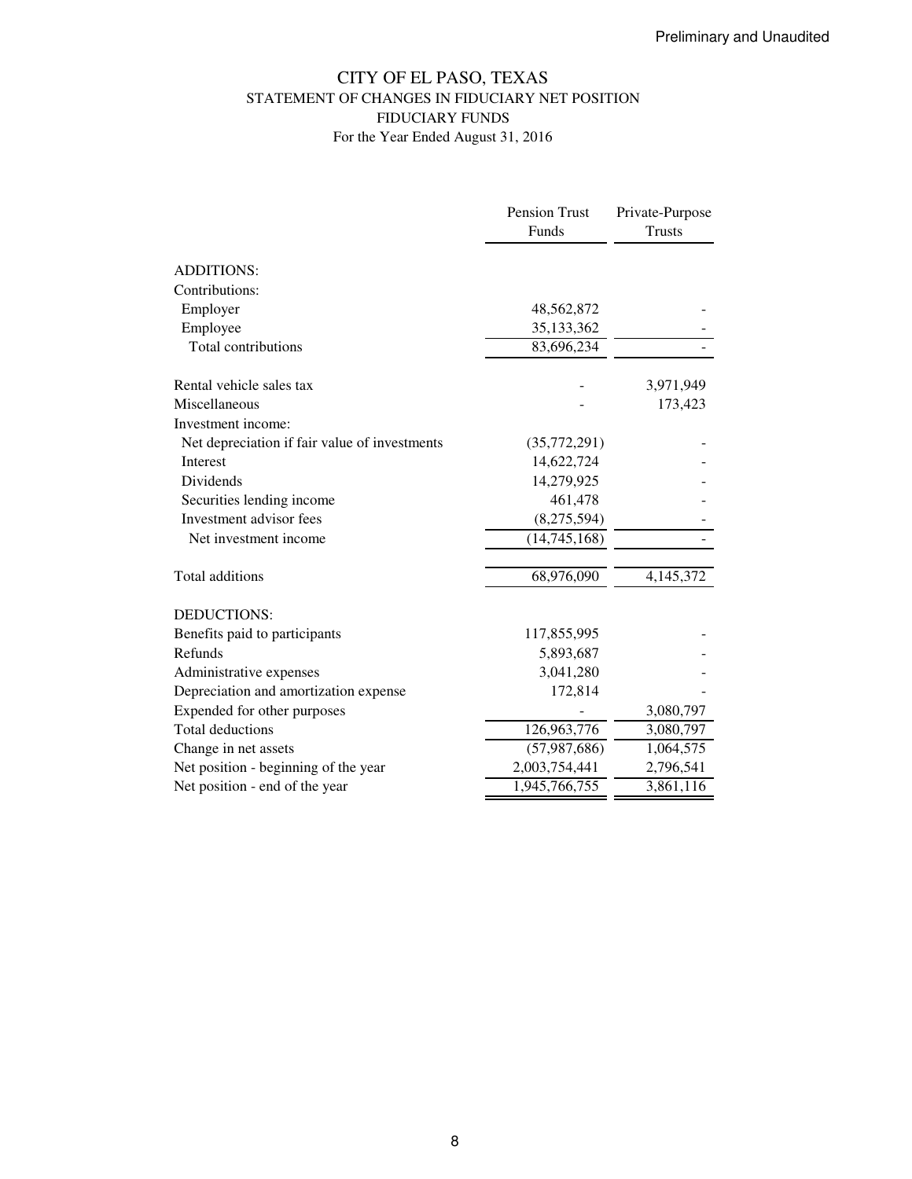Preliminary and Unaudited

# CITY OF EL PASO, TEXAS
## STATEMENT OF CHANGES IN FIDUCIARY NET POSITION
## FIDUCIARY FUNDS
For the Year Ended August 31, 2016

| | Pension Trust Funds | Private-Purpose Trusts |
|---|---|---|
| ADDITIONS: | | |
| Contributions: | | |
| Employer | 48,562,872 | - |
| Employee | 35,133,362 | - |
| Total contributions | 83,696,234 | - |
| | | |
| Rental vehicle sales tax | - | 3,971,949 |
| Miscellaneous | - | 173,423 |
| Investment income: | | |
| Net depreciation if fair value of investments | (35,772,291) | - |
| Interest | 14,622,724 | - |
| Dividends | 14,279,925 | - |
| Securities lending income | 461,478 | - |
| Investment advisor fees | (8,275,594) | - |
| Net investment income | (14,745,168) | - |
| | | |
| Total additions | 68,976,090 | 4,145,372 |
| | | |
| DEDUCTIONS: | | |
| Benefits paid to participants | 117,855,995 | - |
| Refunds | 5,893,687 | - |
| Administrative expenses | 3,041,280 | - |
| Depreciation and amortization expense | 172,814 | - |
| Expended for other purposes | - | 3,080,797 |
| Total deductions | 126,963,776 | 3,080,797 |
| Change in net assets | (57,987,686) | 1,064,575 |
| Net position - beginning of the year | 2,003,754,441 | 2,796,541 |
| Net position - end of the year | 1,945,766,755 | 3,861,116 |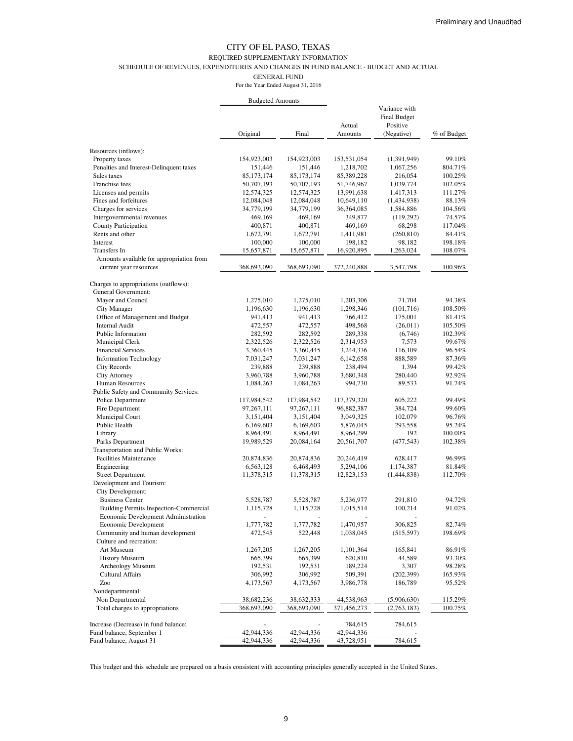Preliminary and Unaudited

# CITY OF EL PASO, TEXAS

## REQUIRED SUPPLEMENTARY INFORMATION

### SCHEDULE OF REVENUES, EXPENDITURES AND CHANGES IN FUND BALANCE - BUDGET AND ACTUAL

### GENERAL FUND

For the Year Ended August 31, 2016

| | Budgeted Amounts | | | | |
|---|---|---|---|---|---|
| | Original | Final | Actual Amounts | Variance with Final Budget Positive (Negative) | % of Budget |
| Resources (inflows): | | | | | |
| Property taxes | 154,923,003 | 154,923,003 | 153,531,054 | (1,391,949) | 99.10% |
| Penalties and Interest-Delinquent taxes | 151,446 | 151,446 | 1,218,702 | 1,067,256 | 804.71% |
| Sales taxes | 85,173,174 | 85,173,174 | 85,389,228 | 216,054 | 100.25% |
| Franchise fees | 50,707,193 | 50,707,193 | 51,746,967 | 1,039,774 | 102.05% |
| Licenses and permits | 12,574,325 | 12,574,325 | 13,991,638 | 1,417,313 | 111.27% |
| Fines and forfeitures | 12,084,048 | 12,084,048 | 10,649,110 | (1,434,938) | 88.13% |
| Charges for services | 34,779,199 | 34,779,199 | 36,364,085 | 1,584,886 | 104.56% |
| Intergovernmental revenues | 469,169 | 469,169 | 349,877 | (119,292) | 74.57% |
| County Participation | 400,871 | 400,871 | 469,169 | 68,298 | 117.04% |
| Rents and other | 1,672,791 | 1,672,791 | 1,411,981 | (260,810) | 84.41% |
| Interest | 100,000 | 100,000 | 198,182 | 98,182 | 198.18% |
| Transfers In | 15,657,871 | 15,657,871 | 16,920,895 | 1,263,024 | 108.07% |
| Amounts available for appropriation from current year resources | 368,693,090 | 368,693,090 | 372,240,888 | 3,547,798 | 100.96% |
| Charges to appropriations (outflows): | | | | | |
| General Government: | | | | | |
| Mayor and Council | 1,275,010 | 1,275,010 | 1,203,306 | 71,704 | 94.38% |
| City Manager | 1,196,630 | 1,196,630 | 1,298,346 | (101,716) | 108.50% |
| Office of Management and Budget | 941,413 | 941,413 | 766,412 | 175,001 | 81.41% |
| Internal Audit | 472,557 | 472,557 | 498,568 | (26,011) | 105.50% |
| Public Information | 282,592 | 282,592 | 289,338 | (6,746) | 102.39% |
| Municipal Clerk | 2,322,526 | 2,322,526 | 2,314,953 | 7,573 | 99.67% |
| Financial Services | 3,360,445 | 3,360,445 | 3,244,336 | 116,109 | 96.54% |
| Information Technology | 7,031,247 | 7,031,247 | 6,142,658 | 888,589 | 87.36% |
| City Records | 239,888 | 239,888 | 238,494 | 1,394 | 99.42% |
| City Attorney | 3,960,788 | 3,960,788 | 3,680,348 | 280,440 | 92.92% |
| Human Resources | 1,084,263 | 1,084,263 | 994,730 | 89,533 | 91.74% |
| Public Safety and Community Services: | | | | | |
| Police Department | 117,984,542 | 117,984,542 | 117,379,320 | 605,222 | 99.49% |
| Fire Department | 97,267,111 | 97,267,111 | 96,882,387 | 384,724 | 99.60% |
| Municipal Court | 3,151,404 | 3,151,404 | 3,049,325 | 102,079 | 96.76% |
| Public Health | 6,169,603 | 6,169,603 | 5,876,045 | 293,558 | 95.24% |
| Library | 8,964,491 | 8,964,491 | 8,964,299 | 192 | 100.00% |
| Parks Department | 19,989,529 | 20,084,164 | 20,561,707 | (477,543) | 102.38% |
| Transportation and Public Works: | | | | | |
| Facilities Maintenance | 20,874,836 | 20,874,836 | 20,246,419 | 628,417 | 96.99% |
| Engineering | 6,563,128 | 6,468,493 | 5,294,106 | 1,174,387 | 81.84% |
| Street Department | 11,378,315 | 11,378,315 | 12,823,153 | (1,444,838) | 112.70% |
| Development and Tourism: | | | | | |
| City Development: | | | | | |
| Business Center | 5,528,787 | 5,528,787 | 5,236,977 | 291,810 | 94.72% |
| Building Permits Inspection-Commercial | 1,115,728 | 1,115,728 | 1,015,514 | 100,214 | 91.02% |
| Economic Development Administration | - | - | - | - | |
| Economic Development | 1,777,782 | 1,777,782 | 1,470,957 | 306,825 | 82.74% |
| Community and human development | 472,545 | 522,448 | 1,038,045 | (515,597) | 198.69% |
| Culture and recreation: | | | | | |
| Art Museum | 1,267,205 | 1,267,205 | 1,101,364 | 165,841 | 86.91% |
| History Museum | 665,399 | 665,399 | 620,810 | 44,589 | 93.30% |
| Archeology Museum | 192,531 | 192,531 | 189,224 | 3,307 | 98.28% |
| Cultural Affairs | 306,992 | 306,992 | 509,391 | (202,399) | 165.93% |
| Zoo | 4,173,567 | 4,173,567 | 3,986,778 | 186,789 | 95.52% |
| Nondepartmental: | | | | | |
| Non Departmental | 38,682,236 | 38,632,333 | 44,538,963 | (5,906,630) | 115.29% |
| Total charges to appropriations | 368,693,090 | 368,693,090 | 371,456,273 | (2,763,183) | 100.75% |
| Increase (Decrease) in fund balance: | - | - | 784,615 | 784,615 | |
| Fund balance, September 1 | 42,944,336 | 42,944,336 | 42,944,336 | - | |
| Fund balance, August 31 | 42,944,336 | 42,944,336 | 43,728,951 | 784,615 | |

This budget and this schedule are prepared on a basis consistent with accounting principles generally accepted in the United States.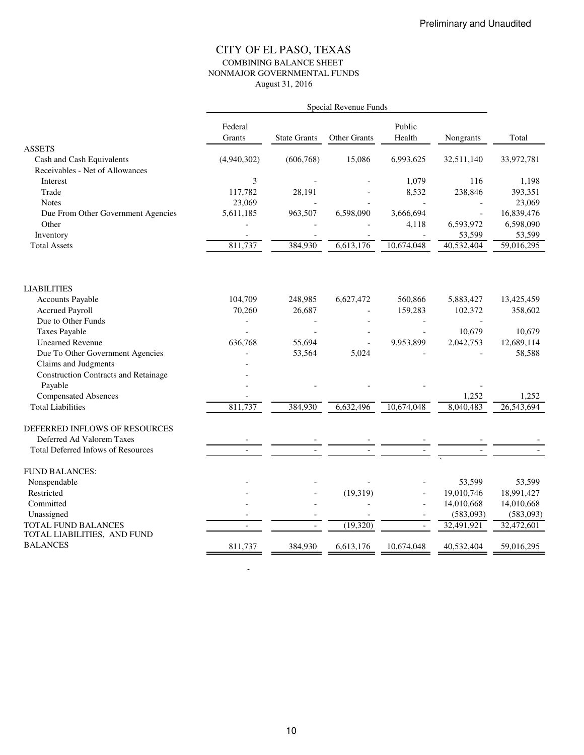Preliminary and Unaudited

# CITY OF EL PASO, TEXAS

## COMBINING BALANCE SHEET
## NONMAJOR GOVERNMENTAL FUNDS
August 31, 2016

| | Special Revenue Funds | | | | | |
|---|---|---|---|---|---|---|
| | Federal Grants | State Grants | Other Grants | Public Health | Nongrants | Total |
| **ASSETS** | | | | | | |
| Cash and Cash Equivalents | (4,940,302) | (606,768) | 15,086 | 6,993,625 | 32,511,140 | 33,972,781 |
| Receivables - Net of Allowances | | | | | | |
| Interest | 3 | - | - | 1,079 | 116 | 1,198 |
| Trade | 117,782 | 28,191 | - | 8,532 | 238,846 | 393,351 |
| Notes | 23,069 | - | - | - | - | 23,069 |
| Due From Other Government Agencies | 5,611,185 | 963,507 | 6,598,090 | 3,666,694 | - | 16,839,476 |
| Other | - | - | - | 4,118 | 6,593,972 | 6,598,090 |
| Inventory | - | - | - | - | 53,599 | 53,599 |
| Total Assets | 811,737 | 384,930 | 6,613,176 | 10,674,048 | 40,532,404 | 59,016,295 |
| **LIABILITIES** | | | | | | |
| Accounts Payable | 104,709 | 248,985 | 6,627,472 | 560,866 | 5,883,427 | 13,425,459 |
| Accrued Payroll | 70,260 | 26,687 | - | 159,283 | 102,372 | 358,602 |
| Due to Other Funds | - | - | - | - | - | |
| Taxes Payable | - | - | - | - | 10,679 | 10,679 |
| Unearned Revenue | 636,768 | 55,694 | - | 9,953,899 | 2,042,753 | 12,689,114 |
| Due To Other Government Agencies | - | 53,564 | 5,024 | - | - | 58,588 |
| Claims and Judgments | - | | | | | |
| Construction Contracts and Retainage Payable | - | - | - | - | - | |
| Compensated Absences | - | | | | 1,252 | 1,252 |
| Total Liabilities | 811,737 | 384,930 | 6,632,496 | 10,674,048 | 8,040,483 | 26,543,694 |
| **DEFERRED INFLOWS OF RESOURCES** | | | | | | |
| Deferred Ad Valorem Taxes | - | - | - | - | - | - |
| Total Deferred Infows of Resources | - | - | - | - | - | - |
| **FUND BALANCES:** | | | | | | |
| Nonspendable | - | - | - | - | 53,599 | 53,599 |
| Restricted | - | - | (19,319) | - | 19,010,746 | 18,991,427 |
| Committed | - | - | - | - | 14,010,668 | 14,010,668 |
| Unassigned | - | - | - | - | (583,093) | (583,093) |
| TOTAL FUND BALANCES | - | - | (19,320) | - | 32,491,921 | 32,472,601 |
| TOTAL LIABILITIES, AND FUND BALANCES | 811,737 | 384,930 | 6,613,176 | 10,674,048 | 40,532,404 | 59,016,295 |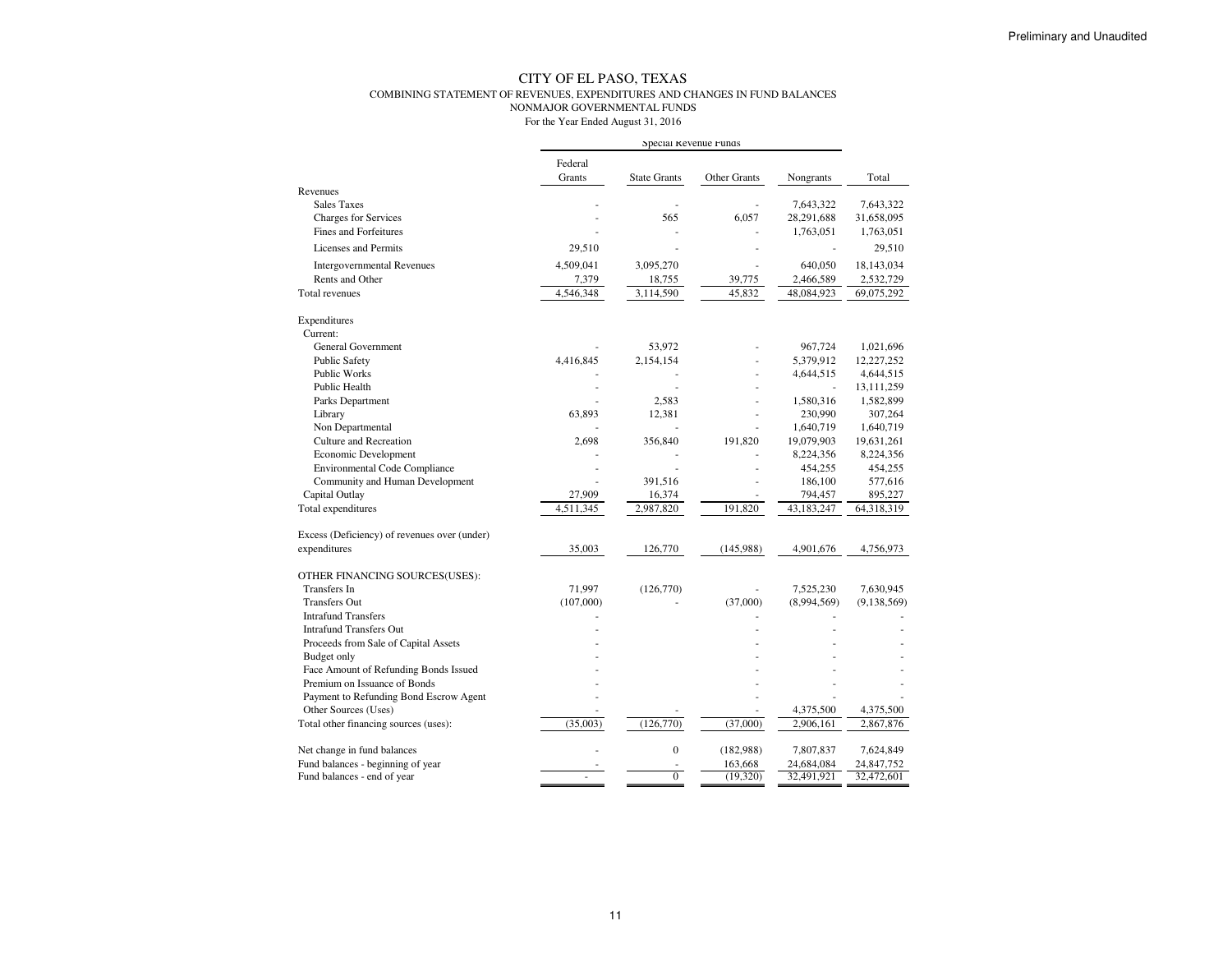Preliminary and Unaudited

# CITY OF EL PASO, TEXAS

## COMBINING STATEMENT OF REVENUES, EXPENDITURES AND CHANGES IN FUND BALANCES
## NONMAJOR GOVERNMENTAL FUNDS
For the Year Ended August 31, 2016

| | Special Revenue Funds | | | | |
|---|---|---|---|---|---|
| | Federal Grants | State Grants | Other Grants | Nongrants | Total |
| Revenues | | | | | |
| Sales Taxes | - | - | - | 7,643,322 | 7,643,322 |
| Charges for Services | - | 565 | 6,057 | 28,291,688 | 31,658,095 |
| Fines and Forfeitures | - | - | - | 1,763,051 | 1,763,051 |
| Licenses and Permits | 29,510 | - | - | - | 29,510 |
| Intergovernmental Revenues | 4,509,041 | 3,095,270 | - | 640,050 | 18,143,034 |
| Rents and Other | 7,379 | 18,755 | 39,775 | 2,466,589 | 2,532,729 |
| Total revenues | 4,546,348 | 3,114,590 | 45,832 | 48,084,923 | 69,075,292 |
| Expenditures | | | | | |
| Current: | | | | | |
| General Government | - | 53,972 | - | 967,724 | 1,021,696 |
| Public Safety | 4,416,845 | 2,154,154 | - | 5,379,912 | 12,227,252 |
| Public Works | - | - | - | 4,644,515 | 4,644,515 |
| Public Health | - | - | - | - | 13,111,259 |
| Parks Department | - | 2,583 | - | 1,580,316 | 1,582,899 |
| Library | 63,893 | 12,381 | - | 230,990 | 307,264 |
| Non Departmental | - | - | - | 1,640,719 | 1,640,719 |
| Culture and Recreation | 2,698 | 356,840 | 191,820 | 19,079,903 | 19,631,261 |
| Economic Development | - | - | - | 8,224,356 | 8,224,356 |
| Environmental Code Compliance | - | - | - | 454,255 | 454,255 |
| Community and Human Development | - | 391,516 | - | 186,100 | 577,616 |
| Capital Outlay | 27,909 | 16,374 | - | 794,457 | 895,227 |
| Total expenditures | 4,511,345 | 2,987,820 | 191,820 | 43,183,247 | 64,318,319 |
| Excess (Deficiency) of revenues over (under) expenditures | 35,003 | 126,770 | (145,988) | 4,901,676 | 4,756,973 |
| OTHER FINANCING SOURCES(USES): | | | | | |
| Transfers In | 71,997 | (126,770) | - | 7,525,230 | 7,630,945 |
| Transfers Out | (107,000) | - | (37,000) | (8,994,569) | (9,138,569) |
| Intrafund Transfers | - | | - | - | - |
| Intrafund Transfers Out | - | | - | - | - |
| Proceeds from Sale of Capital Assets | - | | - | - | - |
| Budget only | - | | - | - | - |
| Face Amount of Refunding Bonds Issued | - | | - | - | - |
| Premium on Issuance of Bonds | - | | - | - | - |
| Payment to Refunding Bond Escrow Agent | - | | - | - | - |
| Other Sources (Uses) | - | - | - | 4,375,500 | 4,375,500 |
| Total other financing sources (uses): | (35,003) | (126,770) | (37,000) | 2,906,161 | 2,867,876 |
| Net change in fund balances | - | 0 | (182,988) | 7,807,837 | 7,624,849 |
| Fund balances - beginning of year | - | - | 163,668 | 24,684,084 | 24,847,752 |
| Fund balances - end of year | - | 0 | (19,320) | 32,491,921 | 32,472,601 |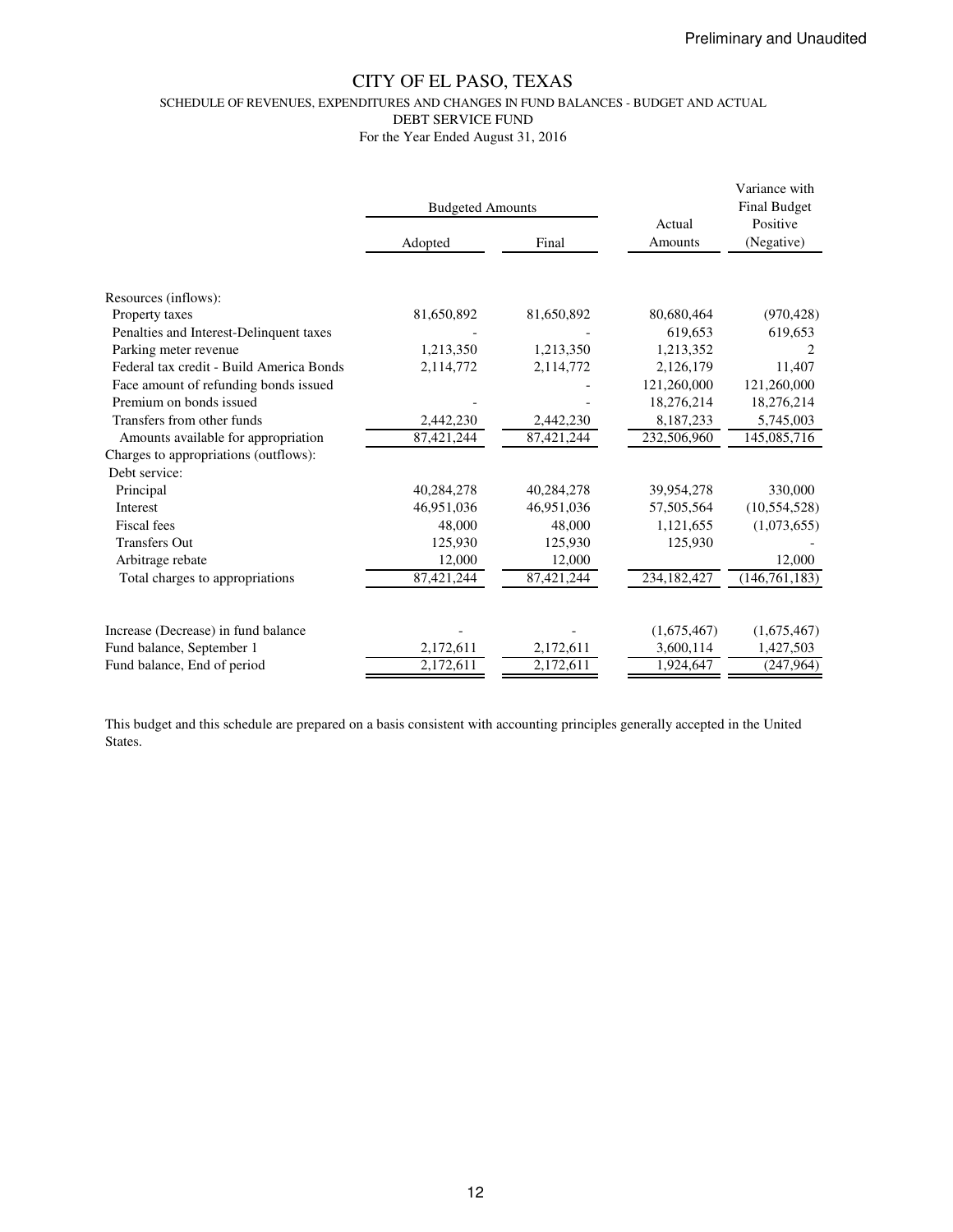Preliminary and Unaudited

# CITY OF EL PASO, TEXAS

SCHEDULE OF REVENUES, EXPENDITURES AND CHANGES IN FUND BALANCES - BUDGET AND ACTUAL

DEBT SERVICE FUND

For the Year Ended August 31, 2016

| | Budgeted Amounts | | Actual Amounts | Variance with Final Budget Positive (Negative) |
|---|---|---|---|---|
| | Adopted | Final | | |
| Resources (inflows): | | | | |
| Property taxes | 81,650,892 | 81,650,892 | 80,680,464 | (970,428) |
| Penalties and Interest-Delinquent taxes | - | - | 619,653 | 619,653 |
| Parking meter revenue | 1,213,350 | 1,213,350 | 1,213,352 | 2 |
| Federal tax credit - Build America Bonds | 2,114,772 | 2,114,772 | 2,126,179 | 11,407 |
| Face amount of refunding bonds issued | | - | 121,260,000 | 121,260,000 |
| Premium on bonds issued | - | - | 18,276,214 | 18,276,214 |
| Transfers from other funds | 2,442,230 | 2,442,230 | 8,187,233 | 5,745,003 |
| Amounts available for appropriation | 87,421,244 | 87,421,244 | 232,506,960 | 145,085,716 |
| Charges to appropriations (outflows): | | | | |
| Debt service: | | | | |
| Principal | 40,284,278 | 40,284,278 | 39,954,278 | 330,000 |
| Interest | 46,951,036 | 46,951,036 | 57,505,564 | (10,554,528) |
| Fiscal fees | 48,000 | 48,000 | 1,121,655 | (1,073,655) |
| Transfers Out | 125,930 | 125,930 | 125,930 | - |
| Arbitrage rebate | 12,000 | 12,000 | | 12,000 |
| Total charges to appropriations | 87,421,244 | 87,421,244 | 234,182,427 | (146,761,183) |
| | | | | |
| Increase (Decrease) in fund balance | - | - | (1,675,467) | (1,675,467) |
| Fund balance, September 1 | 2,172,611 | 2,172,611 | 3,600,114 | 1,427,503 |
| Fund balance, End of period | 2,172,611 | 2,172,611 | 1,924,647 | (247,964) |

This budget and this schedule are prepared on a basis consistent with accounting principles generally accepted in the United States.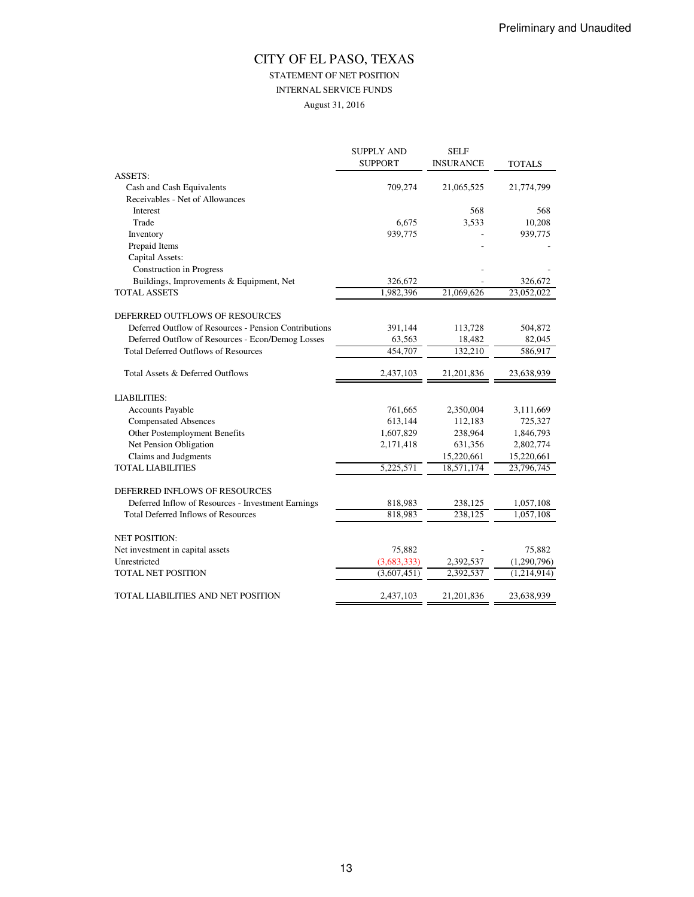Preliminary and Unaudited

# CITY OF EL PASO, TEXAS

## STATEMENT OF NET POSITION

### INTERNAL SERVICE FUNDS

August 31, 2016

| | SUPPLY AND SUPPORT | SELF INSURANCE | TOTALS |
|---|---|---|---|
| ASSETS: | | | |
| Cash and Cash Equivalents | 709,274 | 21,065,525 | 21,774,799 |
| Receivables - Net of Allowances | | | |
| Interest | | 568 | 568 |
| Trade | 6,675 | 3,533 | 10,208 |
| Inventory | 939,775 | - | 939,775 |
| Prepaid Items | | - | - |
| Capital Assets: | | | |
| Construction in Progress | | - | - |
| Buildings, Improvements & Equipment, Net | 326,672 | - | 326,672 |
| TOTAL ASSETS | 1,982,396 | 21,069,626 | 23,052,022 |
| DEFERRED OUTFLOWS OF RESOURCES | | | |
| Deferred Outflow of Resources - Pension Contributions | 391,144 | 113,728 | 504,872 |
| Deferred Outflow of Resources - Econ/Demog Losses | 63,563 | 18,482 | 82,045 |
| Total Deferred Outflows of Resources | 454,707 | 132,210 | 586,917 |
| Total Assets & Deferred Outflows | 2,437,103 | 21,201,836 | 23,638,939 |
| LIABILITIES: | | | |
| Accounts Payable | 761,665 | 2,350,004 | 3,111,669 |
| Compensated Absences | 613,144 | 112,183 | 725,327 |
| Other Postemployment Benefits | 1,607,829 | 238,964 | 1,846,793 |
| Net Pension Obligation | 2,171,418 | 631,356 | 2,802,774 |
| Claims and Judgments | | 15,220,661 | 15,220,661 |
| TOTAL LIABILITIES | 5,225,571 | 18,571,174 | 23,796,745 |
| DEFERRED INFLOWS OF RESOURCES | | | |
| Deferred Inflow of Resources - Investment Earnings | 818,983 | 238,125 | 1,057,108 |
| Total Deferred Inflows of Resources | 818,983 | 238,125 | 1,057,108 |
| NET POSITION: | | | |
| Net investment in capital assets | 75,882 | - | 75,882 |
| Unrestricted | (3,683,333) | 2,392,537 | (1,290,796) |
| TOTAL NET POSITION | (3,607,451) | 2,392,537 | (1,214,914) |
| TOTAL LIABILITIES AND NET POSITION | 2,437,103 | 21,201,836 | 23,638,939 |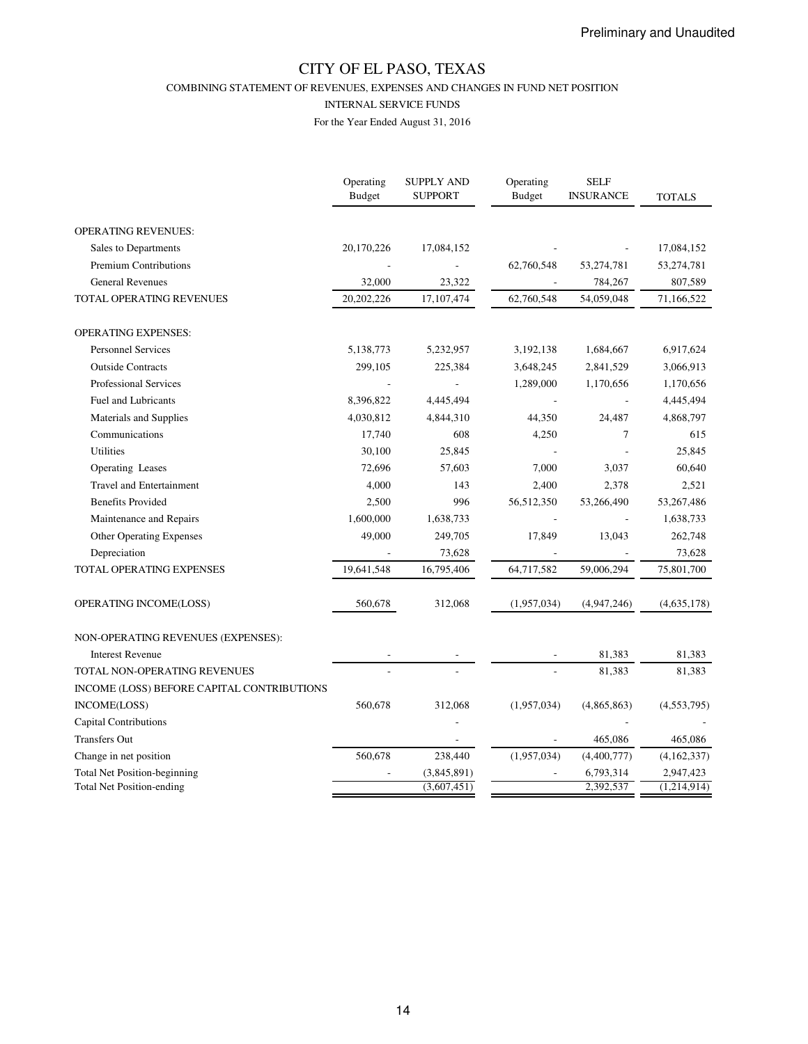Preliminary and Unaudited

# CITY OF EL PASO, TEXAS

COMBINING STATEMENT OF REVENUES, EXPENSES AND CHANGES IN FUND NET POSITION

INTERNAL SERVICE FUNDS

For the Year Ended August 31, 2016

| | Operating Budget | SUPPLY AND SUPPORT | Operating Budget | SELF INSURANCE | TOTALS |
|---|---|---|---|---|---|
| OPERATING REVENUES: | | | | | |
| Sales to Departments | 20,170,226 | 17,084,152 | - | - | 17,084,152 |
| Premium Contributions | - | - | 62,760,548 | 53,274,781 | 53,274,781 |
| General Revenues | 32,000 | 23,322 | - | 784,267 | 807,589 |
| TOTAL OPERATING REVENUES | 20,202,226 | 17,107,474 | 62,760,548 | 54,059,048 | 71,166,522 |
| OPERATING EXPENSES: | | | | | |
| Personnel Services | 5,138,773 | 5,232,957 | 3,192,138 | 1,684,667 | 6,917,624 |
| Outside Contracts | 299,105 | 225,384 | 3,648,245 | 2,841,529 | 3,066,913 |
| Professional Services | - | - | 1,289,000 | 1,170,656 | 1,170,656 |
| Fuel and Lubricants | 8,396,822 | 4,445,494 | - | - | 4,445,494 |
| Materials and Supplies | 4,030,812 | 4,844,310 | 44,350 | 24,487 | 4,868,797 |
| Communications | 17,740 | 608 | 4,250 | 7 | 615 |
| Utilities | 30,100 | 25,845 | - | - | 25,845 |
| Operating Leases | 72,696 | 57,603 | 7,000 | 3,037 | 60,640 |
| Travel and Entertainment | 4,000 | 143 | 2,400 | 2,378 | 2,521 |
| Benefits Provided | 2,500 | 996 | 56,512,350 | 53,266,490 | 53,267,486 |
| Maintenance and Repairs | 1,600,000 | 1,638,733 | - | - | 1,638,733 |
| Other Operating Expenses | 49,000 | 249,705 | 17,849 | 13,043 | 262,748 |
| Depreciation | - | 73,628 | - | - | 73,628 |
| TOTAL OPERATING EXPENSES | 19,641,548 | 16,795,406 | 64,717,582 | 59,006,294 | 75,801,700 |
| OPERATING INCOME(LOSS) | 560,678 | 312,068 | (1,957,034) | (4,947,246) | (4,635,178) |
| NON-OPERATING REVENUES (EXPENSES): | | | | | |
| Interest Revenue | - | - | - | 81,383 | 81,383 |
| TOTAL NON-OPERATING REVENUES | - | - | - | 81,383 | 81,383 |
| INCOME (LOSS) BEFORE CAPITAL CONTRIBUTIONS | | | | | |
| INCOME(LOSS) | 560,678 | 312,068 | (1,957,034) | (4,865,863) | (4,553,795) |
| Capital Contributions | | - | | - | - |
| Transfers Out | | - | - | 465,086 | 465,086 |
| Change in net position | 560,678 | 238,440 | (1,957,034) | (4,400,777) | (4,162,337) |
| Total Net Position-beginning | - | (3,845,891) | - | 6,793,314 | 2,947,423 |
| Total Net Position-ending | | (3,607,451) | | 2,392,537 | (1,214,914) |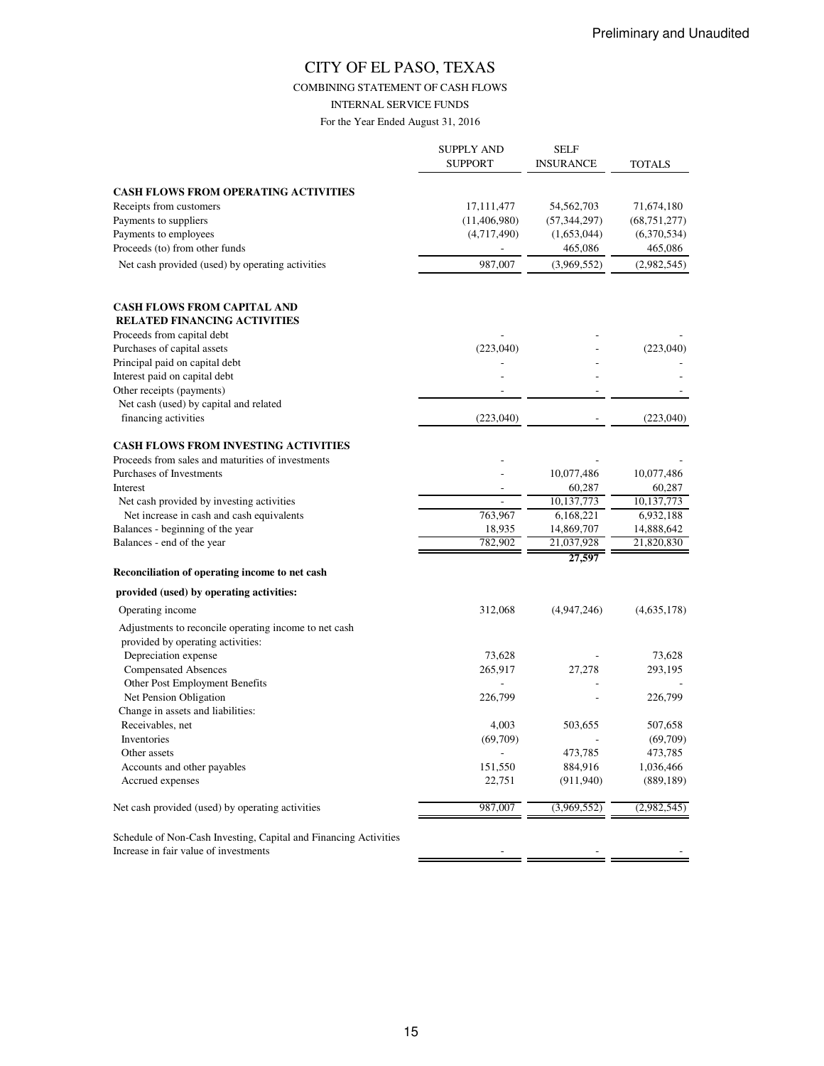Preliminary and Unaudited

# CITY OF EL PASO, TEXAS

COMBINING STATEMENT OF CASH FLOWS

INTERNAL SERVICE FUNDS

For the Year Ended August 31, 2016

| | SUPPLY AND SUPPORT | SELF INSURANCE | TOTALS |
|---|---|---|---|
| **CASH FLOWS FROM OPERATING ACTIVITIES** | | | |
| Receipts from customers | 17,111,477 | 54,562,703 | 71,674,180 |
| Payments to suppliers | (11,406,980) | (57,344,297) | (68,751,277) |
| Payments to employees | (4,717,490) | (1,653,044) | (6,370,534) |
| Proceeds (to) from other funds | - | 465,086 | 465,086 |
| Net cash provided (used) by operating activities | 987,007 | (3,969,552) | (2,982,545) |
| **CASH FLOWS FROM CAPITAL AND RELATED FINANCING ACTIVITIES** | | | |
| Proceeds from capital debt | - | - | - |
| Purchases of capital assets | (223,040) | - | (223,040) |
| Principal paid on capital debt | - | - | - |
| Interest paid on capital debt | - | - | - |
| Other receipts (payments) | - | - | - |
| Net cash (used) by capital and related financing activities | (223,040) | - | (223,040) |
| **CASH FLOWS FROM INVESTING ACTIVITIES** | | | |
| Proceeds from sales and maturities of investments | - | - | - |
| Purchases of Investments | - | 10,077,486 | 10,077,486 |
| Interest | - | 60,287 | 60,287 |
| Net cash provided by investing activities | - | 10,137,773 | 10,137,773 |
| Net increase in cash and cash equivalents | 763,967 | 6,168,221 | 6,932,188 |
| Balances - beginning of the year | 18,935 | 14,869,707 | 14,888,642 |
| Balances - end of the year | 782,902 | 21,037,928 | 21,820,830 |
| | | **27,597** | |
| **Reconciliation of operating income to net cash provided (used) by operating activities:** | | | |
| Operating income | 312,068 | (4,947,246) | (4,635,178) |
| Adjustments to reconcile operating income to net cash provided by operating activities: | | | |
| Depreciation expense | 73,628 | - | 73,628 |
| Compensated Absences | 265,917 | 27,278 | 293,195 |
| Other Post Employment Benefits | - | - | - |
| Net Pension Obligation | 226,799 | - | 226,799 |
| Change in assets and liabilities: | | | |
| Receivables, net | 4,003 | 503,655 | 507,658 |
| Inventories | (69,709) | - | (69,709) |
| Other assets | - | 473,785 | 473,785 |
| Accounts and other payables | 151,550 | 884,916 | 1,036,466 |
| Accrued expenses | 22,751 | (911,940) | (889,189) |
| Net cash provided (used) by operating activities | 987,007 | (3,969,552) | (2,982,545) |
| Schedule of Non-Cash Investing, Capital and Financing Activities | | | |
| Increase in fair value of investments | - | - | - |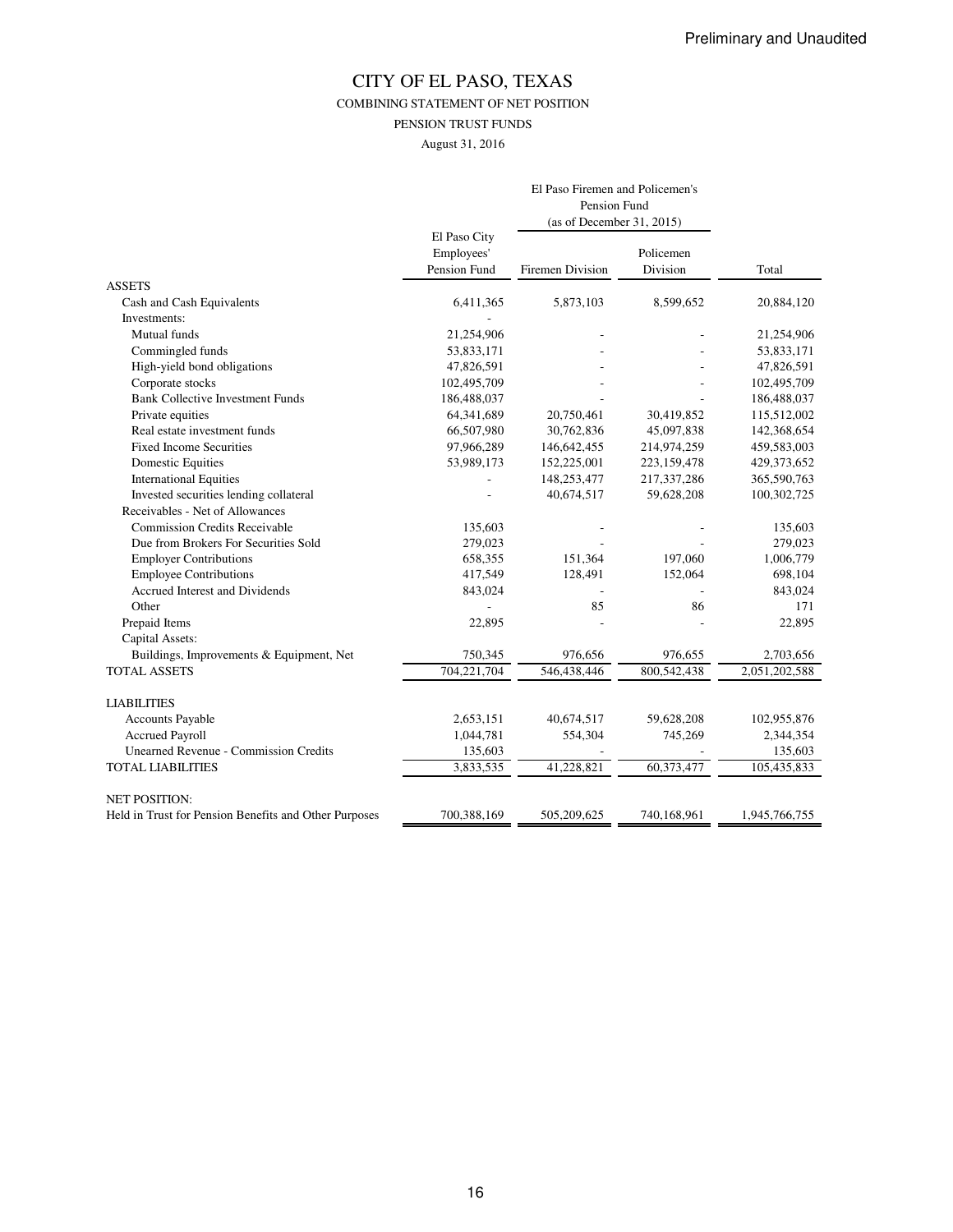Preliminary and Unaudited

# CITY OF EL PASO, TEXAS

COMBINING STATEMENT OF NET POSITION

PENSION TRUST FUNDS

August 31, 2016

| | | El Paso Firemen and Policemen's Pension Fund (as of December 31, 2015) | | |
|---|---|---|---|---|
| | El Paso City Employees' Pension Fund | Firemen Division | Policemen Division | Total |
| ASSETS | | | | |
| Cash and Cash Equivalents | 6,411,365 | 5,873,103 | 8,599,652 | 20,884,120 |
| Investments: | - | | | |
| Mutual funds | 21,254,906 | - | - | 21,254,906 |
| Commingled funds | 53,833,171 | - | - | 53,833,171 |
| High-yield bond obligations | 47,826,591 | - | - | 47,826,591 |
| Corporate stocks | 102,495,709 | - | - | 102,495,709 |
| Bank Collective Investment Funds | 186,488,037 | - | - | 186,488,037 |
| Private equities | 64,341,689 | 20,750,461 | 30,419,852 | 115,512,002 |
| Real estate investment funds | 66,507,980 | 30,762,836 | 45,097,838 | 142,368,654 |
| Fixed Income Securities | 97,966,289 | 146,642,455 | 214,974,259 | 459,583,003 |
| Domestic Equities | 53,989,173 | 152,225,001 | 223,159,478 | 429,373,652 |
| International Equities | - | 148,253,477 | 217,337,286 | 365,590,763 |
| Invested securities lending collateral | - | 40,674,517 | 59,628,208 | 100,302,725 |
| Receivables - Net of Allowances | | | | |
| Commission Credits Receivable | 135,603 | - | - | 135,603 |
| Due from Brokers For Securities Sold | 279,023 | - | - | 279,023 |
| Employer Contributions | 658,355 | 151,364 | 197,060 | 1,006,779 |
| Employee Contributions | 417,549 | 128,491 | 152,064 | 698,104 |
| Accrued Interest and Dividends | 843,024 | - | - | 843,024 |
| Other | - | 85 | 86 | 171 |
| Prepaid Items | 22,895 | - | - | 22,895 |
| Capital Assets: | | | | |
| Buildings, Improvements & Equipment, Net | 750,345 | 976,656 | 976,655 | 2,703,656 |
| TOTAL ASSETS | 704,221,704 | 546,438,446 | 800,542,438 | 2,051,202,588 |
| | | | | |
| LIABILITIES | | | | |
| Accounts Payable | 2,653,151 | 40,674,517 | 59,628,208 | 102,955,876 |
| Accrued Payroll | 1,044,781 | 554,304 | 745,269 | 2,344,354 |
| Unearned Revenue - Commission Credits | 135,603 | - | - | 135,603 |
| TOTAL LIABILITIES | 3,833,535 | 41,228,821 | 60,373,477 | 105,435,833 |
| | | | | |
| NET POSITION: | | | | |
| Held in Trust for Pension Benefits and Other Purposes | 700,388,169 | 505,209,625 | 740,168,961 | 1,945,766,755 |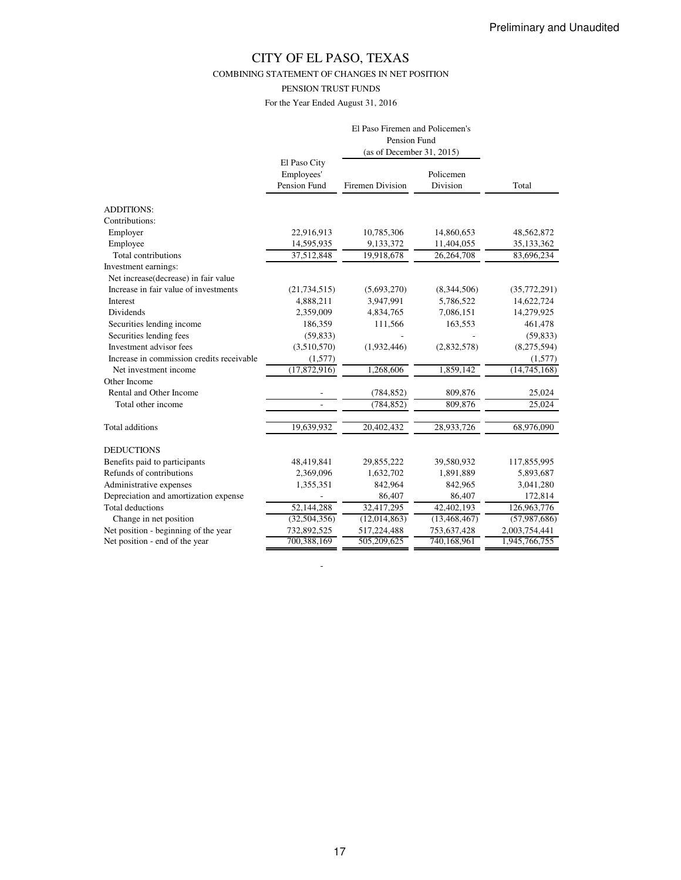Preliminary and Unaudited

# CITY OF EL PASO, TEXAS

COMBINING STATEMENT OF CHANGES IN NET POSITION

PENSION TRUST FUNDS

For the Year Ended August 31, 2016

| | | El Paso Firemen and Policemen's Pension Fund (as of December 31, 2015) | | |
|---|---|---|---|---|
| | El Paso City Employees' Pension Fund | Firemen Division | Policemen Division | Total |
| ADDITIONS: | | | | |
| Contributions: | | | | |
| Employer | 22,916,913 | 10,785,306 | 14,860,653 | 48,562,872 |
| Employee | 14,595,935 | 9,133,372 | 11,404,055 | 35,133,362 |
| Total contributions | 37,512,848 | 19,918,678 | 26,264,708 | 83,696,234 |
| Investment earnings: | | | | |
| Net increase(decrease) in fair value | | | | |
| Increase in fair value of investments | (21,734,515) | (5,693,270) | (8,344,506) | (35,772,291) |
| Interest | 4,888,211 | 3,947,991 | 5,786,522 | 14,622,724 |
| Dividends | 2,359,009 | 4,834,765 | 7,086,151 | 14,279,925 |
| Securities lending income | 186,359 | 111,566 | 163,553 | 461,478 |
| Securities lending fees | (59,833) | - | - | (59,833) |
| Investment advisor fees | (3,510,570) | (1,932,446) | (2,832,578) | (8,275,594) |
| Increase in commission credits receivable | (1,577) | | | (1,577) |
| Net investment income | (17,872,916) | 1,268,606 | 1,859,142 | (14,745,168) |
| Other Income | | | | |
| Rental and Other Income | - | (784,852) | 809,876 | 25,024 |
| Total other income | - | (784,852) | 809,876 | 25,024 |
| Total additions | 19,639,932 | 20,402,432 | 28,933,726 | 68,976,090 |
| DEDUCTIONS | | | | |
| Benefits paid to participants | 48,419,841 | 29,855,222 | 39,580,932 | 117,855,995 |
| Refunds of contributions | 2,369,096 | 1,632,702 | 1,891,889 | 5,893,687 |
| Administrative expenses | 1,355,351 | 842,964 | 842,965 | 3,041,280 |
| Depreciation and amortization expense | - | 86,407 | 86,407 | 172,814 |
| Total deductions | 52,144,288 | 32,417,295 | 42,402,193 | 126,963,776 |
| Change in net position | (32,504,356) | (12,014,863) | (13,468,467) | (57,987,686) |
| Net position - beginning of the year | 732,892,525 | 517,224,488 | 753,637,428 | 2,003,754,441 |
| Net position - end of the year | 700,388,169 | 505,209,625 | 740,168,961 | 1,945,766,755 |

-